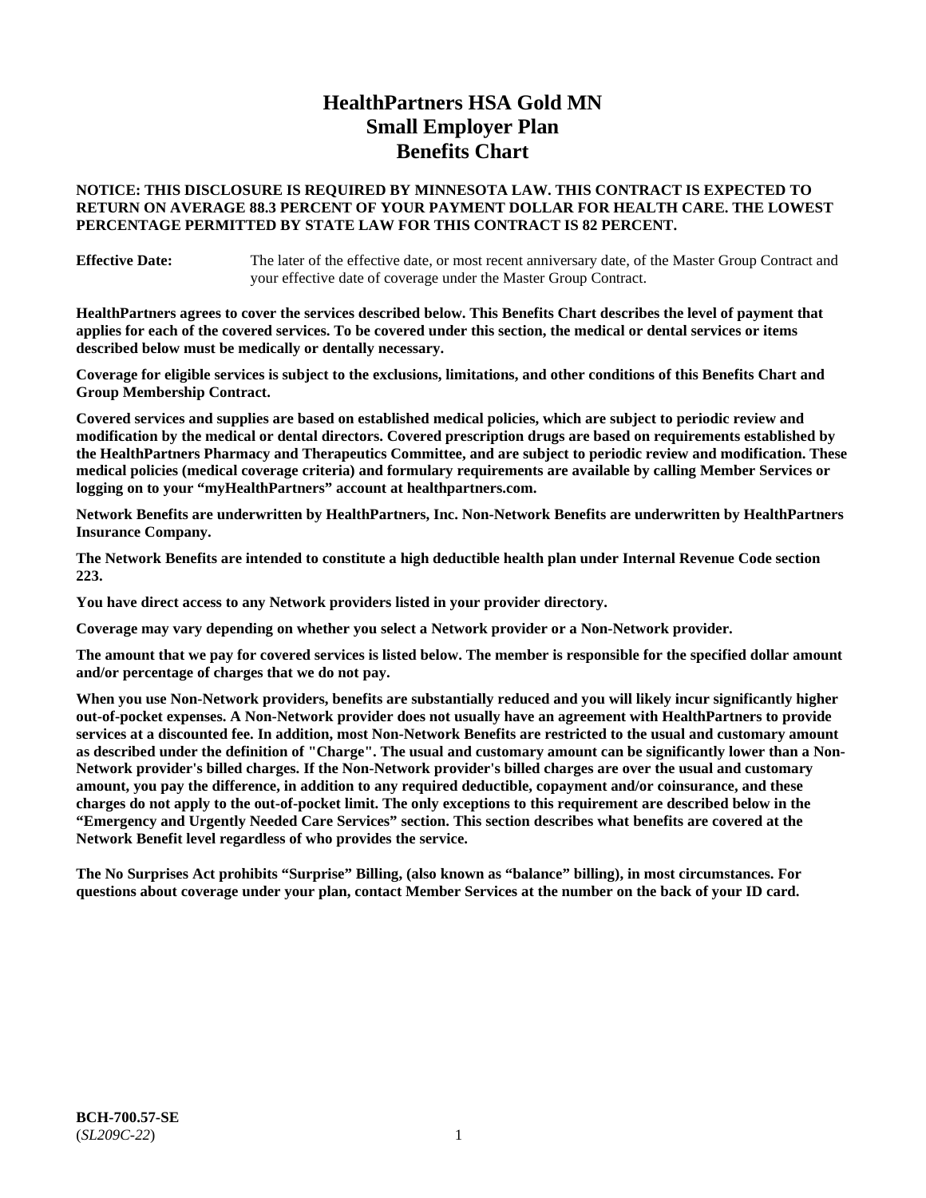# HealthPartners HSA Gold MN
# Small Employer Plan
# Benefits Chart

**NOTICE: THIS DISCLOSURE IS REQUIRED BY MINNESOTA LAW. THIS CONTRACT IS EXPECTED TO RETURN ON AVERAGE 88.3 PERCENT OF YOUR PAYMENT DOLLAR FOR HEALTH CARE. THE LOWEST PERCENTAGE PERMITTED BY STATE LAW FOR THIS CONTRACT IS 82 PERCENT.**

**Effective Date:** The later of the effective date, or most recent anniversary date, of the Master Group Contract and your effective date of coverage under the Master Group Contract.

**HealthPartners agrees to cover the services described below. This Benefits Chart describes the level of payment that applies for each of the covered services. To be covered under this section, the medical or dental services or items described below must be medically or dentally necessary.**

**Coverage for eligible services is subject to the exclusions, limitations, and other conditions of this Benefits Chart and Group Membership Contract.**

**Covered services and supplies are based on established medical policies, which are subject to periodic review and modification by the medical or dental directors. Covered prescription drugs are based on requirements established by the HealthPartners Pharmacy and Therapeutics Committee, and are subject to periodic review and modification. These medical policies (medical coverage criteria) and formulary requirements are available by calling Member Services or logging on to your "myHealthPartners" account at healthpartners.com.**

**Network Benefits are underwritten by HealthPartners, Inc. Non-Network Benefits are underwritten by HealthPartners Insurance Company.**

**The Network Benefits are intended to constitute a high deductible health plan under Internal Revenue Code section 223.**

**You have direct access to any Network providers listed in your provider directory.**

**Coverage may vary depending on whether you select a Network provider or a Non-Network provider.**

**The amount that we pay for covered services is listed below. The member is responsible for the specified dollar amount and/or percentage of charges that we do not pay.**

**When you use Non-Network providers, benefits are substantially reduced and you will likely incur significantly higher out-of-pocket expenses. A Non-Network provider does not usually have an agreement with HealthPartners to provide services at a discounted fee. In addition, most Non-Network Benefits are restricted to the usual and customary amount as described under the definition of "Charge". The usual and customary amount can be significantly lower than a Non-Network provider's billed charges. If the Non-Network provider's billed charges are over the usual and customary amount, you pay the difference, in addition to any required deductible, copayment and/or coinsurance, and these charges do not apply to the out-of-pocket limit. The only exceptions to this requirement are described below in the "Emergency and Urgently Needed Care Services" section. This section describes what benefits are covered at the Network Benefit level regardless of who provides the service.**

**The No Surprises Act prohibits "Surprise" Billing, (also known as "balance" billing), in most circumstances. For questions about coverage under your plan, contact Member Services at the number on the back of your ID card.**

**BCH-700.57-SE**
(*SL209C-22*)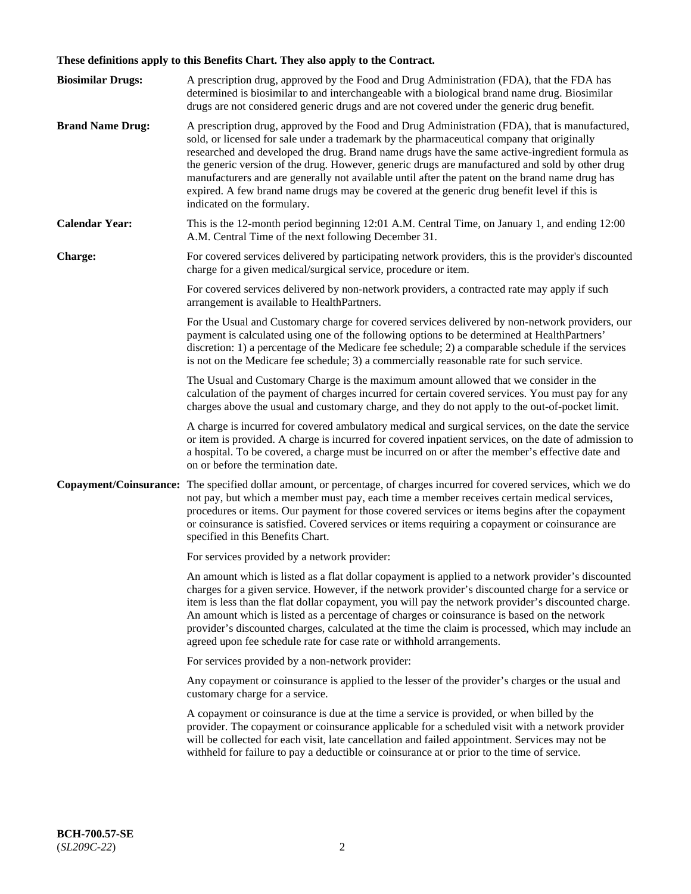**These definitions apply to this Benefits Chart. They also apply to the Contract.**

**Biosimilar Drugs:** A prescription drug, approved by the Food and Drug Administration (FDA), that the FDA has determined is biosimilar to and interchangeable with a biological brand name drug. Biosimilar drugs are not considered generic drugs and are not covered under the generic drug benefit.

**Brand Name Drug:** A prescription drug, approved by the Food and Drug Administration (FDA), that is manufactured, sold, or licensed for sale under a trademark by the pharmaceutical company that originally researched and developed the drug. Brand name drugs have the same active-ingredient formula as the generic version of the drug. However, generic drugs are manufactured and sold by other drug manufacturers and are generally not available until after the patent on the brand name drug has expired. A few brand name drugs may be covered at the generic drug benefit level if this is indicated on the formulary.

**Calendar Year:** This is the 12-month period beginning 12:01 A.M. Central Time, on January 1, and ending 12:00 A.M. Central Time of the next following December 31.

**Charge:** For covered services delivered by participating network providers, this is the provider's discounted charge for a given medical/surgical service, procedure or item.

For covered services delivered by non-network providers, a contracted rate may apply if such arrangement is available to HealthPartners.

For the Usual and Customary charge for covered services delivered by non-network providers, our payment is calculated using one of the following options to be determined at HealthPartners' discretion: 1) a percentage of the Medicare fee schedule; 2) a comparable schedule if the services is not on the Medicare fee schedule; 3) a commercially reasonable rate for such service.

The Usual and Customary Charge is the maximum amount allowed that we consider in the calculation of the payment of charges incurred for certain covered services. You must pay for any charges above the usual and customary charge, and they do not apply to the out-of-pocket limit.

A charge is incurred for covered ambulatory medical and surgical services, on the date the service or item is provided. A charge is incurred for covered inpatient services, on the date of admission to a hospital. To be covered, a charge must be incurred on or after the member's effective date and on or before the termination date.

**Copayment/Coinsurance:** The specified dollar amount, or percentage, of charges incurred for covered services, which we do not pay, but which a member must pay, each time a member receives certain medical services, procedures or items. Our payment for those covered services or items begins after the copayment or coinsurance is satisfied. Covered services or items requiring a copayment or coinsurance are specified in this Benefits Chart.

For services provided by a network provider:

An amount which is listed as a flat dollar copayment is applied to a network provider's discounted charges for a given service. However, if the network provider's discounted charge for a service or item is less than the flat dollar copayment, you will pay the network provider's discounted charge. An amount which is listed as a percentage of charges or coinsurance is based on the network provider's discounted charges, calculated at the time the claim is processed, which may include an agreed upon fee schedule rate for case rate or withhold arrangements.

For services provided by a non-network provider:

Any copayment or coinsurance is applied to the lesser of the provider's charges or the usual and customary charge for a service.

A copayment or coinsurance is due at the time a service is provided, or when billed by the provider. The copayment or coinsurance applicable for a scheduled visit with a network provider will be collected for each visit, late cancellation and failed appointment. Services may not be withheld for failure to pay a deductible or coinsurance at or prior to the time of service.

**BCH-700.57-SE**
(*SL209C-22*)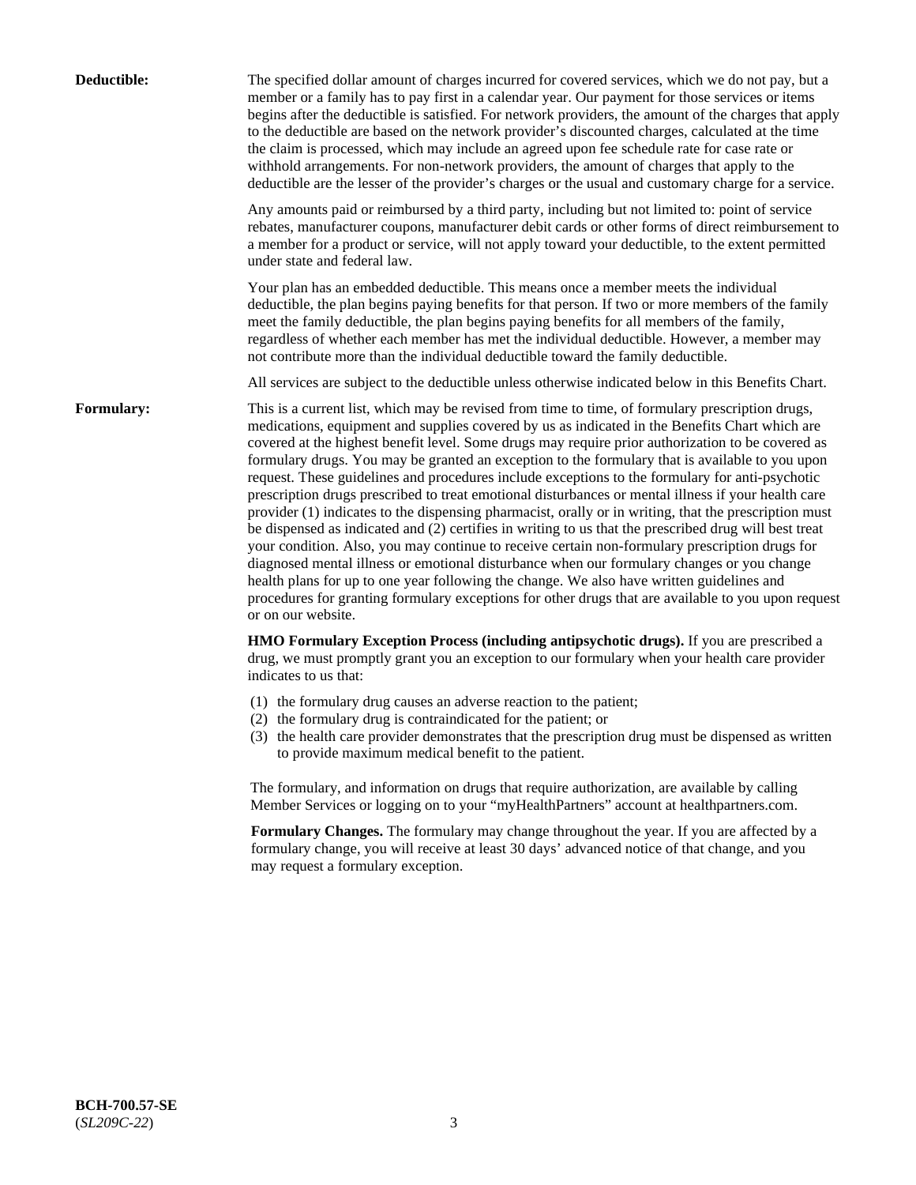**Deductible:**

The specified dollar amount of charges incurred for covered services, which we do not pay, but a member or a family has to pay first in a calendar year. Our payment for those services or items begins after the deductible is satisfied. For network providers, the amount of the charges that apply to the deductible are based on the network provider's discounted charges, calculated at the time the claim is processed, which may include an agreed upon fee schedule rate for case rate or withhold arrangements. For non-network providers, the amount of charges that apply to the deductible are the lesser of the provider's charges or the usual and customary charge for a service.

Any amounts paid or reimbursed by a third party, including but not limited to: point of service rebates, manufacturer coupons, manufacturer debit cards or other forms of direct reimbursement to a member for a product or service, will not apply toward your deductible, to the extent permitted under state and federal law.

Your plan has an embedded deductible. This means once a member meets the individual deductible, the plan begins paying benefits for that person. If two or more members of the family meet the family deductible, the plan begins paying benefits for all members of the family, regardless of whether each member has met the individual deductible. However, a member may not contribute more than the individual deductible toward the family deductible.

All services are subject to the deductible unless otherwise indicated below in this Benefits Chart.

**Formulary:**

This is a current list, which may be revised from time to time, of formulary prescription drugs, medications, equipment and supplies covered by us as indicated in the Benefits Chart which are covered at the highest benefit level. Some drugs may require prior authorization to be covered as formulary drugs. You may be granted an exception to the formulary that is available to you upon request. These guidelines and procedures include exceptions to the formulary for anti-psychotic prescription drugs prescribed to treat emotional disturbances or mental illness if your health care provider (1) indicates to the dispensing pharmacist, orally or in writing, that the prescription must be dispensed as indicated and (2) certifies in writing to us that the prescribed drug will best treat your condition. Also, you may continue to receive certain non-formulary prescription drugs for diagnosed mental illness or emotional disturbance when our formulary changes or you change health plans for up to one year following the change. We also have written guidelines and procedures for granting formulary exceptions for other drugs that are available to you upon request or on our website.

**HMO Formulary Exception Process (including antipsychotic drugs).** If you are prescribed a drug, we must promptly grant you an exception to our formulary when your health care provider indicates to us that:

(1) the formulary drug causes an adverse reaction to the patient;
(2) the formulary drug is contraindicated for the patient; or
(3) the health care provider demonstrates that the prescription drug must be dispensed as written to provide maximum medical benefit to the patient.

The formulary, and information on drugs that require authorization, are available by calling Member Services or logging on to your "myHealthPartners" account at healthpartners.com.

**Formulary Changes.** The formulary may change throughout the year. If you are affected by a formulary change, you will receive at least 30 days' advanced notice of that change, and you may request a formulary exception.

**BCH-700.57-SE**
(*SL209C-22*)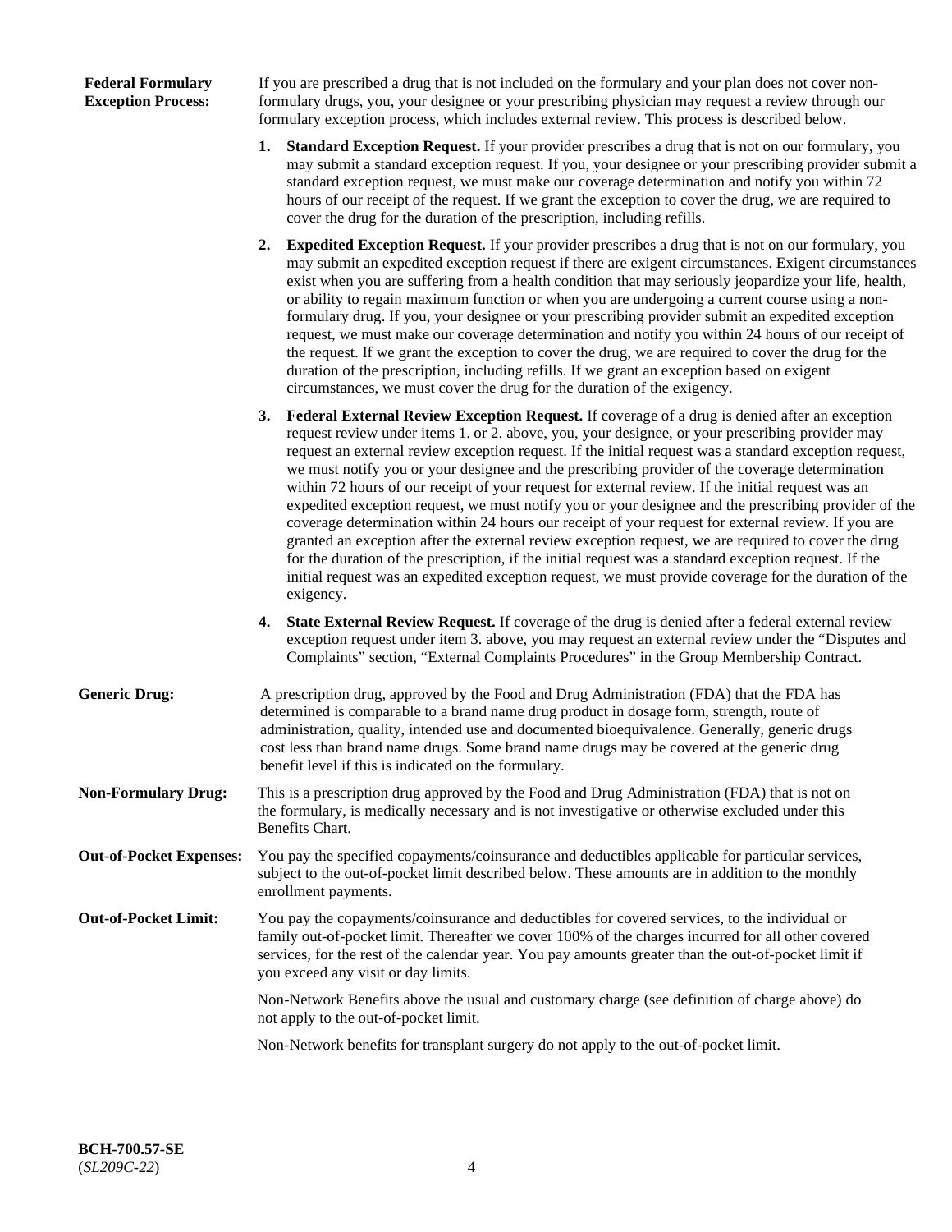**Federal Formulary Exception Process:** If you are prescribed a drug that is not included on the formulary and your plan does not cover non-formulary drugs, you, your designee or your prescribing physician may request a review through our formulary exception process, which includes external review. This process is described below.

1. **Standard Exception Request.** If your provider prescribes a drug that is not on our formulary, you may submit a standard exception request. If you, your designee or your prescribing provider submit a standard exception request, we must make our coverage determination and notify you within 72 hours of our receipt of the request. If we grant the exception to cover the drug, we are required to cover the drug for the duration of the prescription, including refills.

2. **Expedited Exception Request.** If your provider prescribes a drug that is not on our formulary, you may submit an expedited exception request if there are exigent circumstances. Exigent circumstances exist when you are suffering from a health condition that may seriously jeopardize your life, health, or ability to regain maximum function or when you are undergoing a current course using a non-formulary drug. If you, your designee or your prescribing provider submit an expedited exception request, we must make our coverage determination and notify you within 24 hours of our receipt of the request. If we grant the exception to cover the drug, we are required to cover the drug for the duration of the prescription, including refills. If we grant an exception based on exigent circumstances, we must cover the drug for the duration of the exigency.

3. **Federal External Review Exception Request.** If coverage of a drug is denied after an exception request review under items 1. or 2. above, you, your designee, or your prescribing provider may request an external review exception request. If the initial request was a standard exception request, we must notify you or your designee and the prescribing provider of the coverage determination within 72 hours of our receipt of your request for external review. If the initial request was an expedited exception request, we must notify you or your designee and the prescribing provider of the coverage determination within 24 hours our receipt of your request for external review. If you are granted an exception after the external review exception request, we are required to cover the drug for the duration of the prescription, if the initial request was a standard exception request. If the initial request was an expedited exception request, we must provide coverage for the duration of the exigency.

4. **State External Review Request.** If coverage of the drug is denied after a federal external review exception request under item 3. above, you may request an external review under the "Disputes and Complaints" section, "External Complaints Procedures" in the Group Membership Contract.

**Generic Drug:** A prescription drug, approved by the Food and Drug Administration (FDA) that the FDA has determined is comparable to a brand name drug product in dosage form, strength, route of administration, quality, intended use and documented bioequivalence. Generally, generic drugs cost less than brand name drugs. Some brand name drugs may be covered at the generic drug benefit level if this is indicated on the formulary.

**Non-Formulary Drug:** This is a prescription drug approved by the Food and Drug Administration (FDA) that is not on the formulary, is medically necessary and is not investigative or otherwise excluded under this Benefits Chart.

**Out-of-Pocket Expenses:** You pay the specified copayments/coinsurance and deductibles applicable for particular services, subject to the out-of-pocket limit described below. These amounts are in addition to the monthly enrollment payments.

**Out-of-Pocket Limit:** You pay the copayments/coinsurance and deductibles for covered services, to the individual or family out-of-pocket limit. Thereafter we cover 100% of the charges incurred for all other covered services, for the rest of the calendar year. You pay amounts greater than the out-of-pocket limit if you exceed any visit or day limits.

Non-Network Benefits above the usual and customary charge (see definition of charge above) do not apply to the out-of-pocket limit.

Non-Network benefits for transplant surgery do not apply to the out-of-pocket limit.

**BCH-700.57-SE**
(*SL209C-22*)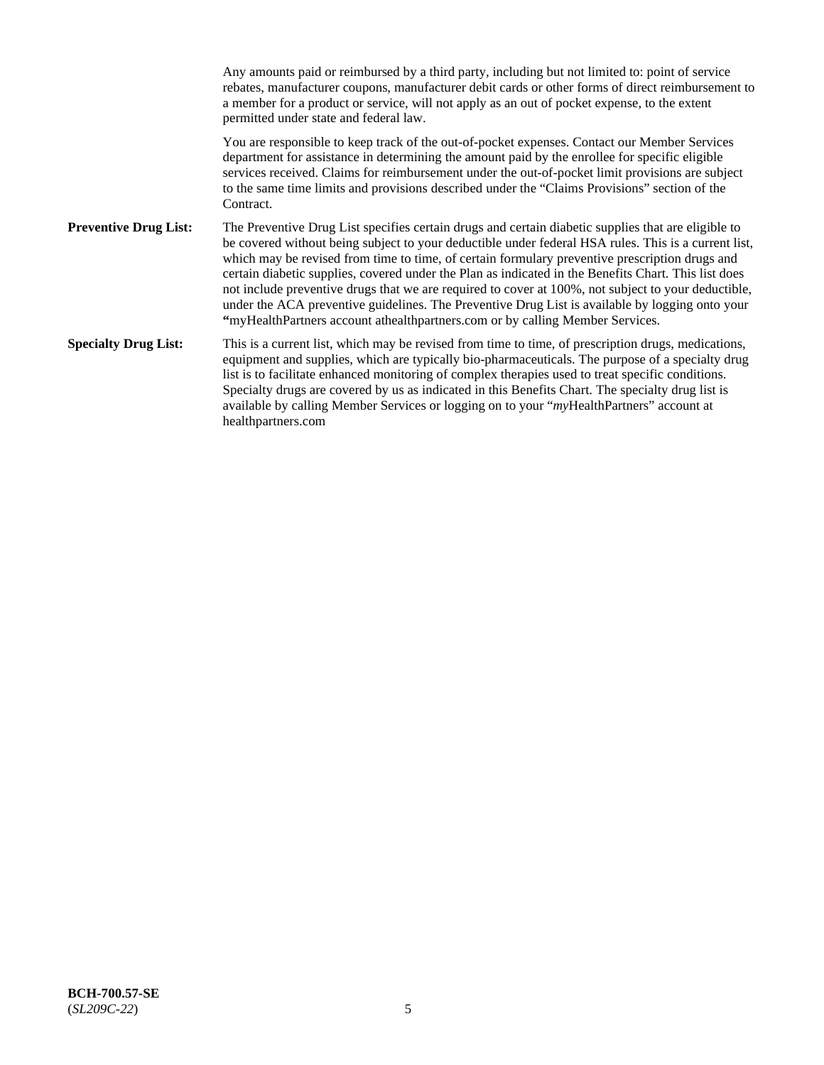Any amounts paid or reimbursed by a third party, including but not limited to: point of service rebates, manufacturer coupons, manufacturer debit cards or other forms of direct reimbursement to a member for a product or service, will not apply as an out of pocket expense, to the extent permitted under state and federal law.

You are responsible to keep track of the out-of-pocket expenses. Contact our Member Services department for assistance in determining the amount paid by the enrollee for specific eligible services received. Claims for reimbursement under the out-of-pocket limit provisions are subject to the same time limits and provisions described under the "Claims Provisions" section of the Contract.

**Preventive Drug List:** The Preventive Drug List specifies certain drugs and certain diabetic supplies that are eligible to be covered without being subject to your deductible under federal HSA rules. This is a current list, which may be revised from time to time, of certain formulary preventive prescription drugs and certain diabetic supplies, covered under the Plan as indicated in the Benefits Chart. This list does not include preventive drugs that we are required to cover at 100%, not subject to your deductible, under the ACA preventive guidelines. The Preventive Drug List is available by logging onto your **"**myHealthPartners account athealthpartners.com or by calling Member Services.

**Specialty Drug List:** This is a current list, which may be revised from time to time, of prescription drugs, medications, equipment and supplies, which are typically bio-pharmaceuticals. The purpose of a specialty drug list is to facilitate enhanced monitoring of complex therapies used to treat specific conditions. Specialty drugs are covered by us as indicated in this Benefits Chart. The specialty drug list is available by calling Member Services or logging on to your "*my*HealthPartners" account at healthpartners.com

**BCH-700.57-SE**
(*SL209C-22*)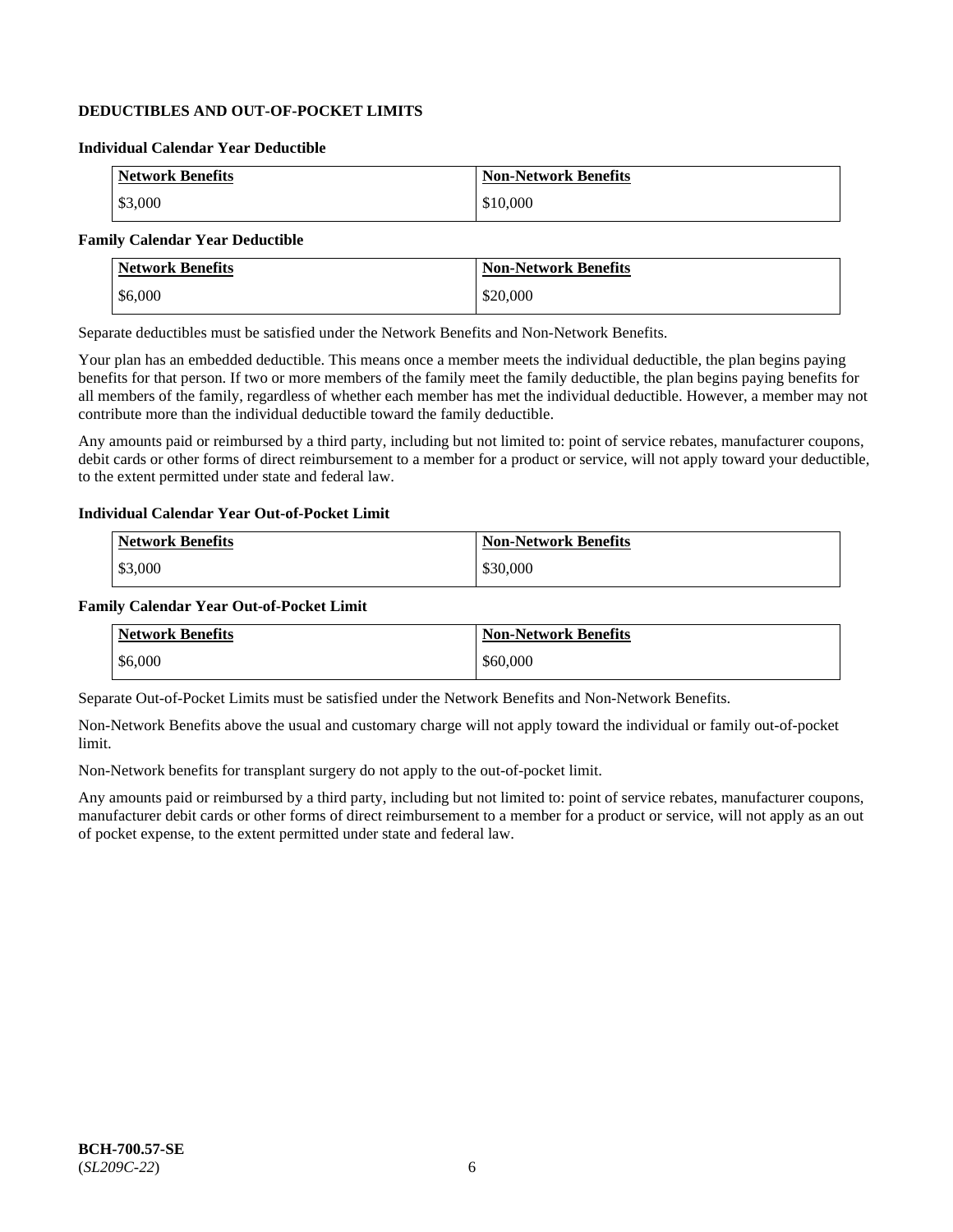## DEDUCTIBLES AND OUT-OF-POCKET LIMITS

**Individual Calendar Year Deductible**

| Network Benefits | Non-Network Benefits |
|---|---|
| $3,000 | $10,000 |

**Family Calendar Year Deductible**

| Network Benefits | Non-Network Benefits |
|---|---|
| $6,000 | $20,000 |

Separate deductibles must be satisfied under the Network Benefits and Non-Network Benefits.

Your plan has an embedded deductible. This means once a member meets the individual deductible, the plan begins paying benefits for that person. If two or more members of the family meet the family deductible, the plan begins paying benefits for all members of the family, regardless of whether each member has met the individual deductible. However, a member may not contribute more than the individual deductible toward the family deductible.

Any amounts paid or reimbursed by a third party, including but not limited to: point of service rebates, manufacturer coupons, debit cards or other forms of direct reimbursement to a member for a product or service, will not apply toward your deductible, to the extent permitted under state and federal law.

**Individual Calendar Year Out-of-Pocket Limit**

| Network Benefits | Non-Network Benefits |
|---|---|
| $3,000 | $30,000 |

**Family Calendar Year Out-of-Pocket Limit**

| Network Benefits | Non-Network Benefits |
|---|---|
| $6,000 | $60,000 |

Separate Out-of-Pocket Limits must be satisfied under the Network Benefits and Non-Network Benefits.

Non-Network Benefits above the usual and customary charge will not apply toward the individual or family out-of-pocket limit.

Non-Network benefits for transplant surgery do not apply to the out-of-pocket limit.

Any amounts paid or reimbursed by a third party, including but not limited to: point of service rebates, manufacturer coupons, manufacturer debit cards or other forms of direct reimbursement to a member for a product or service, will not apply as an out of pocket expense, to the extent permitted under state and federal law.

**BCH-700.57-SE**
(*SL209C-22*)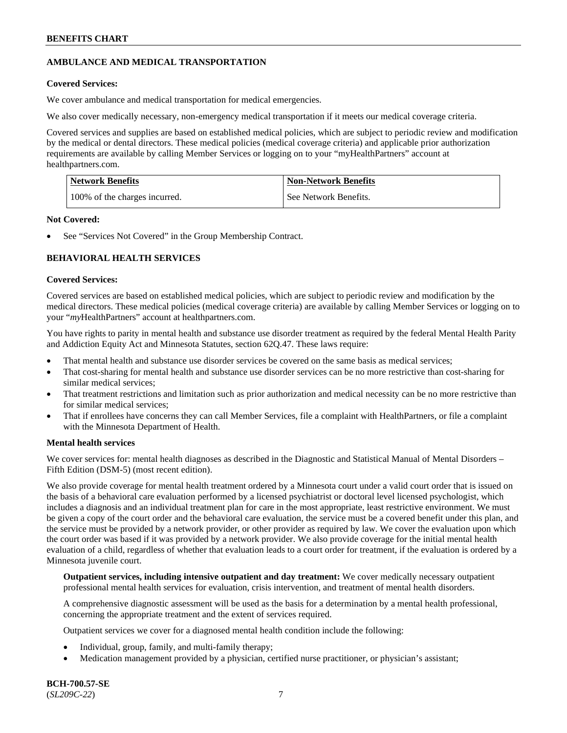## AMBULANCE AND MEDICAL TRANSPORTATION

**Covered Services:**

We cover ambulance and medical transportation for medical emergencies.

We also cover medically necessary, non-emergency medical transportation if it meets our medical coverage criteria.

Covered services and supplies are based on established medical policies, which are subject to periodic review and modification by the medical or dental directors. These medical policies (medical coverage criteria) and applicable prior authorization requirements are available by calling Member Services or logging on to your "myHealthPartners" account at healthpartners.com.

| Network Benefits | Non-Network Benefits |
|---|---|
| 100% of the charges incurred. | See Network Benefits. |

**Not Covered:**

- See "Services Not Covered" in the Group Membership Contract.

## BEHAVIORAL HEALTH SERVICES

**Covered Services:**

Covered services are based on established medical policies, which are subject to periodic review and modification by the medical directors. These medical policies (medical coverage criteria) are available by calling Member Services or logging on to your "*my*HealthPartners" account at healthpartners.com.

You have rights to parity in mental health and substance use disorder treatment as required by the federal Mental Health Parity and Addiction Equity Act and Minnesota Statutes, section 62Q.47. These laws require:

- That mental health and substance use disorder services be covered on the same basis as medical services;
- That cost-sharing for mental health and substance use disorder services can be no more restrictive than cost-sharing for similar medical services;
- That treatment restrictions and limitation such as prior authorization and medical necessity can be no more restrictive than for similar medical services;
- That if enrollees have concerns they can call Member Services, file a complaint with HealthPartners, or file a complaint with the Minnesota Department of Health.

**Mental health services**

We cover services for: mental health diagnoses as described in the Diagnostic and Statistical Manual of Mental Disorders – Fifth Edition (DSM-5) (most recent edition).

We also provide coverage for mental health treatment ordered by a Minnesota court under a valid court order that is issued on the basis of a behavioral care evaluation performed by a licensed psychiatrist or doctoral level licensed psychologist, which includes a diagnosis and an individual treatment plan for care in the most appropriate, least restrictive environment. We must be given a copy of the court order and the behavioral care evaluation, the service must be a covered benefit under this plan, and the service must be provided by a network provider, or other provider as required by law. We cover the evaluation upon which the court order was based if it was provided by a network provider. We also provide coverage for the initial mental health evaluation of a child, regardless of whether that evaluation leads to a court order for treatment, if the evaluation is ordered by a Minnesota juvenile court.

**Outpatient services, including intensive outpatient and day treatment:** We cover medically necessary outpatient professional mental health services for evaluation, crisis intervention, and treatment of mental health disorders.

A comprehensive diagnostic assessment will be used as the basis for a determination by a mental health professional, concerning the appropriate treatment and the extent of services required.

Outpatient services we cover for a diagnosed mental health condition include the following:

- Individual, group, family, and multi-family therapy;
- Medication management provided by a physician, certified nurse practitioner, or physician's assistant;

**BCH-700.57-SE**
(*SL209C-22*)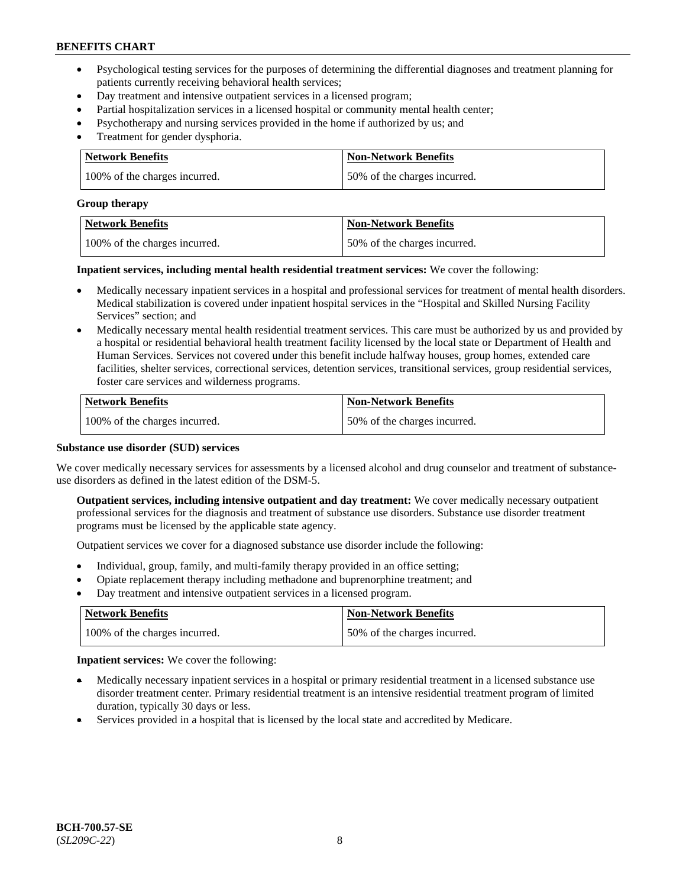- Psychological testing services for the purposes of determining the differential diagnoses and treatment planning for patients currently receiving behavioral health services;
- Day treatment and intensive outpatient services in a licensed program;
- Partial hospitalization services in a licensed hospital or community mental health center;
- Psychotherapy and nursing services provided in the home if authorized by us; and
- Treatment for gender dysphoria.

| Network Benefits | Non-Network Benefits |
|---|---|
| 100% of the charges incurred. | 50% of the charges incurred. |

**Group therapy**

| Network Benefits | Non-Network Benefits |
|---|---|
| 100% of the charges incurred. | 50% of the charges incurred. |

**Inpatient services, including mental health residential treatment services:** We cover the following:

- Medically necessary inpatient services in a hospital and professional services for treatment of mental health disorders. Medical stabilization is covered under inpatient hospital services in the "Hospital and Skilled Nursing Facility Services" section; and
- Medically necessary mental health residential treatment services. This care must be authorized by us and provided by a hospital or residential behavioral health treatment facility licensed by the local state or Department of Health and Human Services. Services not covered under this benefit include halfway houses, group homes, extended care facilities, shelter services, correctional services, detention services, transitional services, group residential services, foster care services and wilderness programs.

| Network Benefits | Non-Network Benefits |
|---|---|
| 100% of the charges incurred. | 50% of the charges incurred. |

**Substance use disorder (SUD) services**

We cover medically necessary services for assessments by a licensed alcohol and drug counselor and treatment of substance-use disorders as defined in the latest edition of the DSM-5.

**Outpatient services, including intensive outpatient and day treatment:** We cover medically necessary outpatient professional services for the diagnosis and treatment of substance use disorders. Substance use disorder treatment programs must be licensed by the applicable state agency.

Outpatient services we cover for a diagnosed substance use disorder include the following:

- Individual, group, family, and multi-family therapy provided in an office setting;
- Opiate replacement therapy including methadone and buprenorphine treatment; and
- Day treatment and intensive outpatient services in a licensed program.

| Network Benefits | Non-Network Benefits |
|---|---|
| 100% of the charges incurred. | 50% of the charges incurred. |

**Inpatient services:** We cover the following:

- Medically necessary inpatient services in a hospital or primary residential treatment in a licensed substance use disorder treatment center. Primary residential treatment is an intensive residential treatment program of limited duration, typically 30 days or less.
- Services provided in a hospital that is licensed by the local state and accredited by Medicare.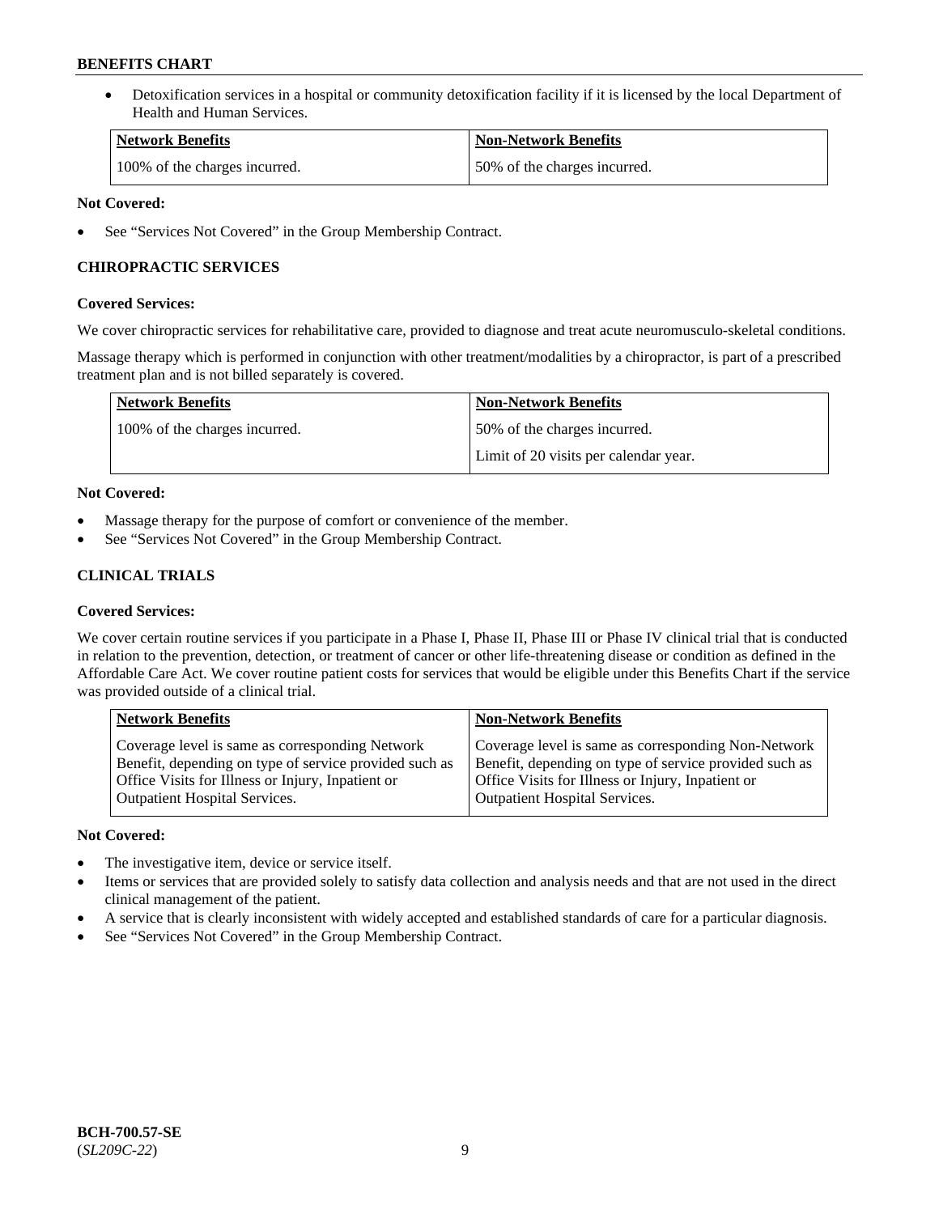- Detoxification services in a hospital or community detoxification facility if it is licensed by the local Department of Health and Human Services.

| Network Benefits | Non-Network Benefits |
| --- | --- |
| 100% of the charges incurred. | 50% of the charges incurred. |

**Not Covered:**

- See "Services Not Covered" in the Group Membership Contract.

### CHIROPRACTIC SERVICES

**Covered Services:**

We cover chiropractic services for rehabilitative care, provided to diagnose and treat acute neuromusculo-skeletal conditions.

Massage therapy which is performed in conjunction with other treatment/modalities by a chiropractor, is part of a prescribed treatment plan and is not billed separately is covered.

| Network Benefits | Non-Network Benefits |
| --- | --- |
| 100% of the charges incurred. | 50% of the charges incurred.<br>Limit of 20 visits per calendar year. |

**Not Covered:**

- Massage therapy for the purpose of comfort or convenience of the member.
- See "Services Not Covered" in the Group Membership Contract.

### CLINICAL TRIALS

**Covered Services:**

We cover certain routine services if you participate in a Phase I, Phase II, Phase III or Phase IV clinical trial that is conducted in relation to the prevention, detection, or treatment of cancer or other life-threatening disease or condition as defined in the Affordable Care Act. We cover routine patient costs for services that would be eligible under this Benefits Chart if the service was provided outside of a clinical trial.

| Network Benefits | Non-Network Benefits |
| --- | --- |
| Coverage level is same as corresponding Network Benefit, depending on type of service provided such as Office Visits for Illness or Injury, Inpatient or Outpatient Hospital Services. | Coverage level is same as corresponding Non-Network Benefit, depending on type of service provided such as Office Visits for Illness or Injury, Inpatient or Outpatient Hospital Services. |

**Not Covered:**

- The investigative item, device or service itself.
- Items or services that are provided solely to satisfy data collection and analysis needs and that are not used in the direct clinical management of the patient.
- A service that is clearly inconsistent with widely accepted and established standards of care for a particular diagnosis.
- See "Services Not Covered" in the Group Membership Contract.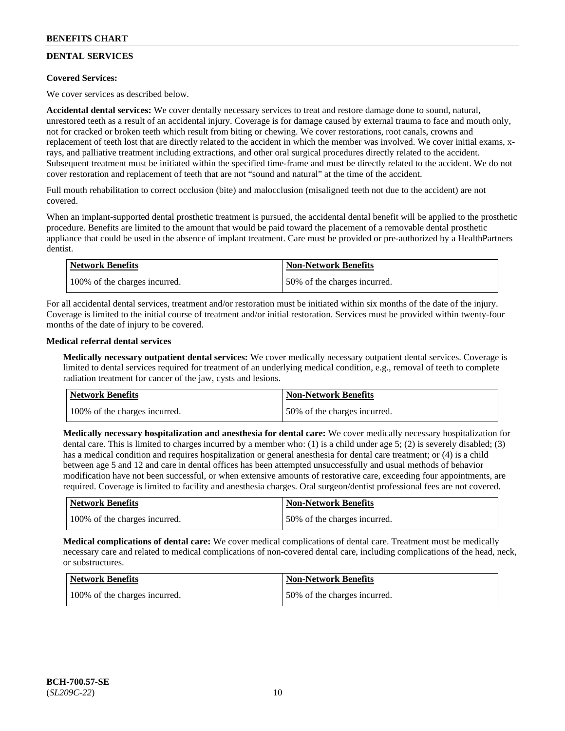## DENTAL SERVICES

**Covered Services:**

We cover services as described below.

**Accidental dental services:** We cover dentally necessary services to treat and restore damage done to sound, natural, unrestored teeth as a result of an accidental injury. Coverage is for damage caused by external trauma to face and mouth only, not for cracked or broken teeth which result from biting or chewing. We cover restorations, root canals, crowns and replacement of teeth lost that are directly related to the accident in which the member was involved. We cover initial exams, x-rays, and palliative treatment including extractions, and other oral surgical procedures directly related to the accident. Subsequent treatment must be initiated within the specified time-frame and must be directly related to the accident. We do not cover restoration and replacement of teeth that are not "sound and natural" at the time of the accident.

Full mouth rehabilitation to correct occlusion (bite) and malocclusion (misaligned teeth not due to the accident) are not covered.

When an implant-supported dental prosthetic treatment is pursued, the accidental dental benefit will be applied to the prosthetic procedure. Benefits are limited to the amount that would be paid toward the placement of a removable dental prosthetic appliance that could be used in the absence of implant treatment. Care must be provided or pre-authorized by a HealthPartners dentist.

| Network Benefits | Non-Network Benefits |
|---|---|
| 100% of the charges incurred. | 50% of the charges incurred. |

For all accidental dental services, treatment and/or restoration must be initiated within six months of the date of the injury. Coverage is limited to the initial course of treatment and/or initial restoration. Services must be provided within twenty-four months of the date of injury to be covered.

**Medical referral dental services**

**Medically necessary outpatient dental services:** We cover medically necessary outpatient dental services. Coverage is limited to dental services required for treatment of an underlying medical condition, e.g., removal of teeth to complete radiation treatment for cancer of the jaw, cysts and lesions.

| Network Benefits | Non-Network Benefits |
|---|---|
| 100% of the charges incurred. | 50% of the charges incurred. |

**Medically necessary hospitalization and anesthesia for dental care:** We cover medically necessary hospitalization for dental care. This is limited to charges incurred by a member who: (1) is a child under age 5; (2) is severely disabled; (3) has a medical condition and requires hospitalization or general anesthesia for dental care treatment; or (4) is a child between age 5 and 12 and care in dental offices has been attempted unsuccessfully and usual methods of behavior modification have not been successful, or when extensive amounts of restorative care, exceeding four appointments, are required. Coverage is limited to facility and anesthesia charges. Oral surgeon/dentist professional fees are not covered.

| Network Benefits | Non-Network Benefits |
|---|---|
| 100% of the charges incurred. | 50% of the charges incurred. |

**Medical complications of dental care:** We cover medical complications of dental care. Treatment must be medically necessary care and related to medical complications of non-covered dental care, including complications of the head, neck, or substructures.

| Network Benefits | Non-Network Benefits |
|---|---|
| 100% of the charges incurred. | 50% of the charges incurred. |

**BCH-700.57-SE**
(*SL209C-22*)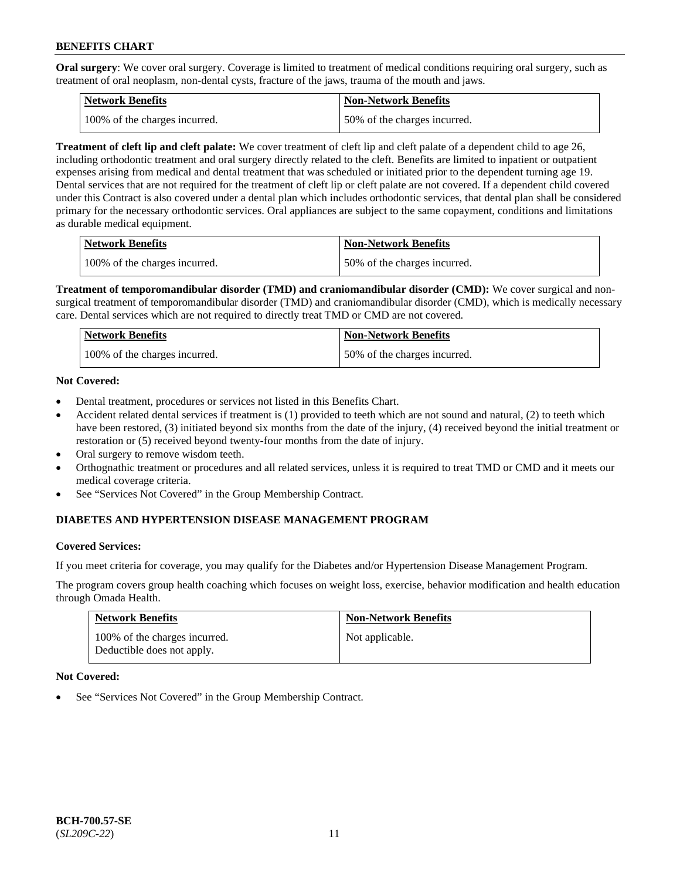**Oral surgery**: We cover oral surgery. Coverage is limited to treatment of medical conditions requiring oral surgery, such as treatment of oral neoplasm, non-dental cysts, fracture of the jaws, trauma of the mouth and jaws.

| Network Benefits | Non-Network Benefits |
| --- | --- |
| 100% of the charges incurred. | 50% of the charges incurred. |

**Treatment of cleft lip and cleft palate:** We cover treatment of cleft lip and cleft palate of a dependent child to age 26, including orthodontic treatment and oral surgery directly related to the cleft. Benefits are limited to inpatient or outpatient expenses arising from medical and dental treatment that was scheduled or initiated prior to the dependent turning age 19. Dental services that are not required for the treatment of cleft lip or cleft palate are not covered. If a dependent child covered under this Contract is also covered under a dental plan which includes orthodontic services, that dental plan shall be considered primary for the necessary orthodontic services. Oral appliances are subject to the same copayment, conditions and limitations as durable medical equipment.

| Network Benefits | Non-Network Benefits |
| --- | --- |
| 100% of the charges incurred. | 50% of the charges incurred. |

**Treatment of temporomandibular disorder (TMD) and craniomandibular disorder (CMD):** We cover surgical and non-surgical treatment of temporomandibular disorder (TMD) and craniomandibular disorder (CMD), which is medically necessary care. Dental services which are not required to directly treat TMD or CMD are not covered.

| Network Benefits | Non-Network Benefits |
| --- | --- |
| 100% of the charges incurred. | 50% of the charges incurred. |

**Not Covered:**

- Dental treatment, procedures or services not listed in this Benefits Chart.
- Accident related dental services if treatment is (1) provided to teeth which are not sound and natural, (2) to teeth which have been restored, (3) initiated beyond six months from the date of the injury, (4) received beyond the initial treatment or restoration or (5) received beyond twenty-four months from the date of injury.
- Oral surgery to remove wisdom teeth.
- Orthognathic treatment or procedures and all related services, unless it is required to treat TMD or CMD and it meets our medical coverage criteria.
- See "Services Not Covered" in the Group Membership Contract.

## DIABETES AND HYPERTENSION DISEASE MANAGEMENT PROGRAM

**Covered Services:**

If you meet criteria for coverage, you may qualify for the Diabetes and/or Hypertension Disease Management Program.

The program covers group health coaching which focuses on weight loss, exercise, behavior modification and health education through Omada Health.

| Network Benefits | Non-Network Benefits |
| --- | --- |
| 100% of the charges incurred.<br>Deductible does not apply. | Not applicable. |

**Not Covered:**

- See "Services Not Covered" in the Group Membership Contract.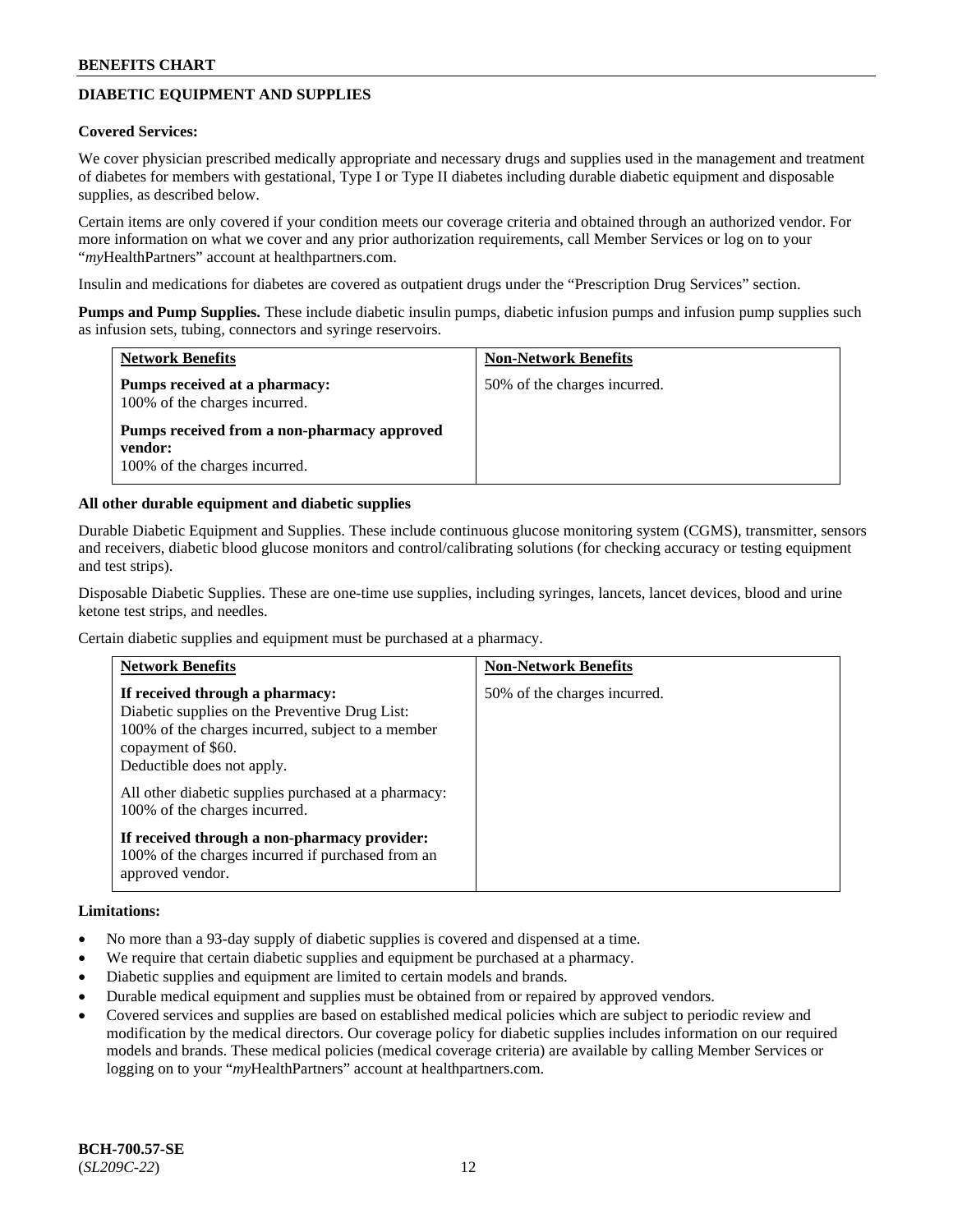## DIABETIC EQUIPMENT AND SUPPLIES

**Covered Services:**

We cover physician prescribed medically appropriate and necessary drugs and supplies used in the management and treatment of diabetes for members with gestational, Type I or Type II diabetes including durable diabetic equipment and disposable supplies, as described below.

Certain items are only covered if your condition meets our coverage criteria and obtained through an authorized vendor. For more information on what we cover and any prior authorization requirements, call Member Services or log on to your "*my*HealthPartners" account at healthpartners.com.

Insulin and medications for diabetes are covered as outpatient drugs under the "Prescription Drug Services" section.

**Pumps and Pump Supplies.** These include diabetic insulin pumps, diabetic infusion pumps and infusion pump supplies such as infusion sets, tubing, connectors and syringe reservoirs.

| Network Benefits | Non-Network Benefits |
|---|---|
| **Pumps received at a pharmacy:**<br>100% of the charges incurred.<br><br>**Pumps received from a non-pharmacy approved vendor:**<br>100% of the charges incurred. | 50% of the charges incurred. |

**All other durable equipment and diabetic supplies**

Durable Diabetic Equipment and Supplies. These include continuous glucose monitoring system (CGMS), transmitter, sensors and receivers, diabetic blood glucose monitors and control/calibrating solutions (for checking accuracy or testing equipment and test strips).

Disposable Diabetic Supplies. These are one-time use supplies, including syringes, lancets, lancet devices, blood and urine ketone test strips, and needles.

Certain diabetic supplies and equipment must be purchased at a pharmacy.

| Network Benefits | Non-Network Benefits |
|---|---|
| **If received through a pharmacy:**<br>Diabetic supplies on the Preventive Drug List:<br>100% of the charges incurred, subject to a member copayment of $60.<br>Deductible does not apply.<br><br>All other diabetic supplies purchased at a pharmacy:<br>100% of the charges incurred.<br><br>**If received through a non-pharmacy provider:**<br>100% of the charges incurred if purchased from an approved vendor. | 50% of the charges incurred. |

**Limitations:**

- No more than a 93-day supply of diabetic supplies is covered and dispensed at a time.
- We require that certain diabetic supplies and equipment be purchased at a pharmacy.
- Diabetic supplies and equipment are limited to certain models and brands.
- Durable medical equipment and supplies must be obtained from or repaired by approved vendors.
- Covered services and supplies are based on established medical policies which are subject to periodic review and modification by the medical directors. Our coverage policy for diabetic supplies includes information on our required models and brands. These medical policies (medical coverage criteria) are available by calling Member Services or logging on to your "*my*HealthPartners" account at healthpartners.com.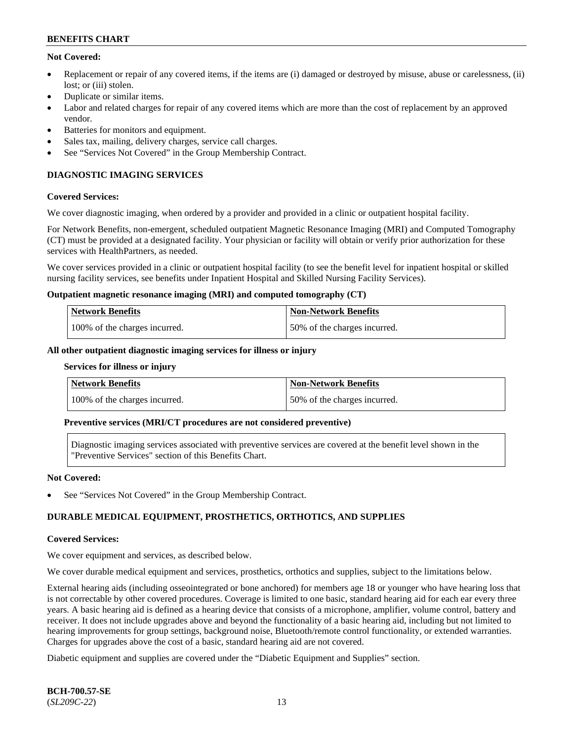**Not Covered:**

- Replacement or repair of any covered items, if the items are (i) damaged or destroyed by misuse, abuse or carelessness, (ii) lost; or (iii) stolen.
- Duplicate or similar items.
- Labor and related charges for repair of any covered items which are more than the cost of replacement by an approved vendor.
- Batteries for monitors and equipment.
- Sales tax, mailing, delivery charges, service call charges.
- See "Services Not Covered" in the Group Membership Contract.

## DIAGNOSTIC IMAGING SERVICES

**Covered Services:**

We cover diagnostic imaging, when ordered by a provider and provided in a clinic or outpatient hospital facility.

For Network Benefits, non-emergent, scheduled outpatient Magnetic Resonance Imaging (MRI) and Computed Tomography (CT) must be provided at a designated facility. Your physician or facility will obtain or verify prior authorization for these services with HealthPartners, as needed.

We cover services provided in a clinic or outpatient hospital facility (to see the benefit level for inpatient hospital or skilled nursing facility services, see benefits under Inpatient Hospital and Skilled Nursing Facility Services).

**Outpatient magnetic resonance imaging (MRI) and computed tomography (CT)**

| Network Benefits | Non-Network Benefits |
|---|---|
| 100% of the charges incurred. | 50% of the charges incurred. |

**All other outpatient diagnostic imaging services for illness or injury**

**Services for illness or injury**

| Network Benefits | Non-Network Benefits |
|---|---|
| 100% of the charges incurred. | 50% of the charges incurred. |

**Preventive services (MRI/CT procedures are not considered preventive)**

Diagnostic imaging services associated with preventive services are covered at the benefit level shown in the "Preventive Services" section of this Benefits Chart.

**Not Covered:**

- See "Services Not Covered" in the Group Membership Contract.

## DURABLE MEDICAL EQUIPMENT, PROSTHETICS, ORTHOTICS, AND SUPPLIES

**Covered Services:**

We cover equipment and services, as described below.

We cover durable medical equipment and services, prosthetics, orthotics and supplies, subject to the limitations below.

External hearing aids (including osseointegrated or bone anchored) for members age 18 or younger who have hearing loss that is not correctable by other covered procedures. Coverage is limited to one basic, standard hearing aid for each ear every three years. A basic hearing aid is defined as a hearing device that consists of a microphone, amplifier, volume control, battery and receiver. It does not include upgrades above and beyond the functionality of a basic hearing aid, including but not limited to hearing improvements for group settings, background noise, Bluetooth/remote control functionality, or extended warranties. Charges for upgrades above the cost of a basic, standard hearing aid are not covered.

Diabetic equipment and supplies are covered under the "Diabetic Equipment and Supplies" section.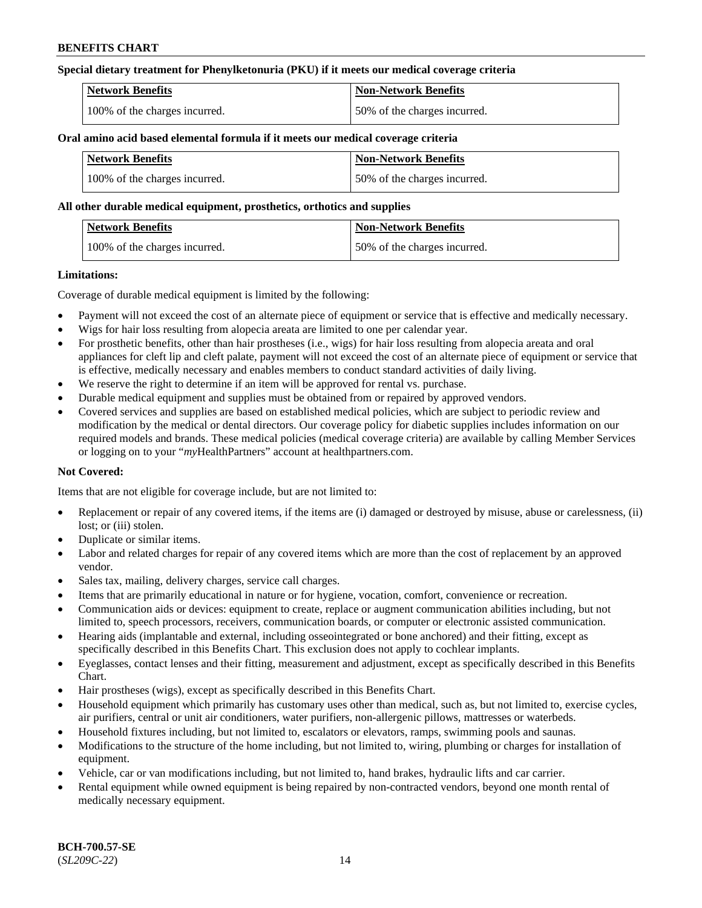**Special dietary treatment for Phenylketonuria (PKU) if it meets our medical coverage criteria**

| Network Benefits | Non-Network Benefits |
|---|---|
| 100% of the charges incurred. | 50% of the charges incurred. |

**Oral amino acid based elemental formula if it meets our medical coverage criteria**

| Network Benefits | Non-Network Benefits |
|---|---|
| 100% of the charges incurred. | 50% of the charges incurred. |

**All other durable medical equipment, prosthetics, orthotics and supplies**

| Network Benefits | Non-Network Benefits |
|---|---|
| 100% of the charges incurred. | 50% of the charges incurred. |

**Limitations:**

Coverage of durable medical equipment is limited by the following:

- Payment will not exceed the cost of an alternate piece of equipment or service that is effective and medically necessary.
- Wigs for hair loss resulting from alopecia areata are limited to one per calendar year.
- For prosthetic benefits, other than hair prostheses (i.e., wigs) for hair loss resulting from alopecia areata and oral appliances for cleft lip and cleft palate, payment will not exceed the cost of an alternate piece of equipment or service that is effective, medically necessary and enables members to conduct standard activities of daily living.
- We reserve the right to determine if an item will be approved for rental vs. purchase.
- Durable medical equipment and supplies must be obtained from or repaired by approved vendors.
- Covered services and supplies are based on established medical policies, which are subject to periodic review and modification by the medical or dental directors. Our coverage policy for diabetic supplies includes information on our required models and brands. These medical policies (medical coverage criteria) are available by calling Member Services or logging on to your "*my*HealthPartners" account at healthpartners.com.

**Not Covered:**

Items that are not eligible for coverage include, but are not limited to:

- Replacement or repair of any covered items, if the items are (i) damaged or destroyed by misuse, abuse or carelessness, (ii) lost; or (iii) stolen.
- Duplicate or similar items.
- Labor and related charges for repair of any covered items which are more than the cost of replacement by an approved vendor.
- Sales tax, mailing, delivery charges, service call charges.
- Items that are primarily educational in nature or for hygiene, vocation, comfort, convenience or recreation.
- Communication aids or devices: equipment to create, replace or augment communication abilities including, but not limited to, speech processors, receivers, communication boards, or computer or electronic assisted communication.
- Hearing aids (implantable and external, including osseointegrated or bone anchored) and their fitting, except as specifically described in this Benefits Chart. This exclusion does not apply to cochlear implants.
- Eyeglasses, contact lenses and their fitting, measurement and adjustment, except as specifically described in this Benefits Chart.
- Hair prostheses (wigs), except as specifically described in this Benefits Chart.
- Household equipment which primarily has customary uses other than medical, such as, but not limited to, exercise cycles, air purifiers, central or unit air conditioners, water purifiers, non-allergenic pillows, mattresses or waterbeds.
- Household fixtures including, but not limited to, escalators or elevators, ramps, swimming pools and saunas.
- Modifications to the structure of the home including, but not limited to, wiring, plumbing or charges for installation of equipment.
- Vehicle, car or van modifications including, but not limited to, hand brakes, hydraulic lifts and car carrier.
- Rental equipment while owned equipment is being repaired by non-contracted vendors, beyond one month rental of medically necessary equipment.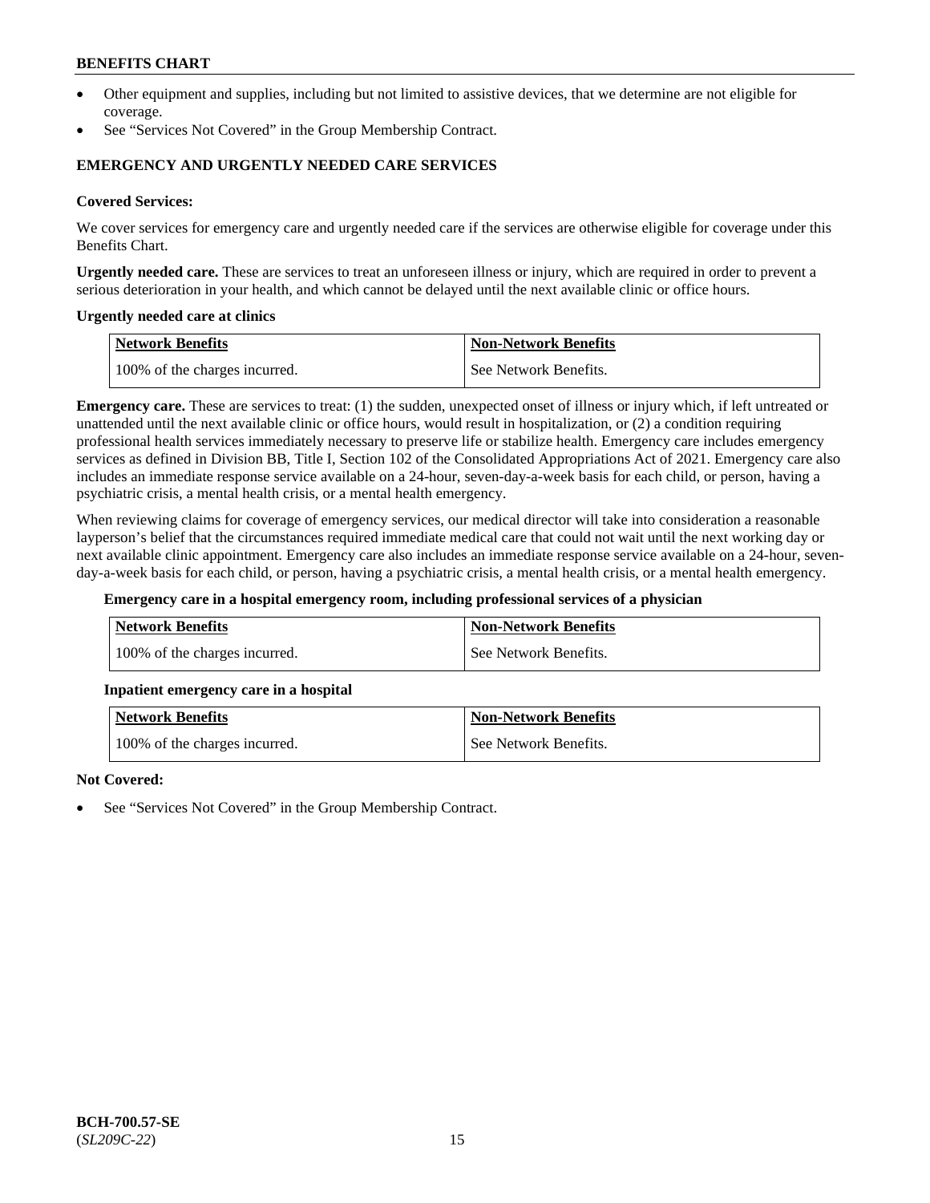- Other equipment and supplies, including but not limited to assistive devices, that we determine are not eligible for coverage.
- See "Services Not Covered" in the Group Membership Contract.

**EMERGENCY AND URGENTLY NEEDED CARE SERVICES**

**Covered Services:**

We cover services for emergency care and urgently needed care if the services are otherwise eligible for coverage under this Benefits Chart.

**Urgently needed care.** These are services to treat an unforeseen illness or injury, which are required in order to prevent a serious deterioration in your health, and which cannot be delayed until the next available clinic or office hours.

**Urgently needed care at clinics**

| Network Benefits | Non-Network Benefits |
|---|---|
| 100% of the charges incurred. | See Network Benefits. |

**Emergency care.** These are services to treat: (1) the sudden, unexpected onset of illness or injury which, if left untreated or unattended until the next available clinic or office hours, would result in hospitalization, or (2) a condition requiring professional health services immediately necessary to preserve life or stabilize health. Emergency care includes emergency services as defined in Division BB, Title I, Section 102 of the Consolidated Appropriations Act of 2021. Emergency care also includes an immediate response service available on a 24-hour, seven-day-a-week basis for each child, or person, having a psychiatric crisis, a mental health crisis, or a mental health emergency.

When reviewing claims for coverage of emergency services, our medical director will take into consideration a reasonable layperson's belief that the circumstances required immediate medical care that could not wait until the next working day or next available clinic appointment. Emergency care also includes an immediate response service available on a 24-hour, seven-day-a-week basis for each child, or person, having a psychiatric crisis, a mental health crisis, or a mental health emergency.

**Emergency care in a hospital emergency room, including professional services of a physician**

| Network Benefits | Non-Network Benefits |
|---|---|
| 100% of the charges incurred. | See Network Benefits. |

**Inpatient emergency care in a hospital**

| Network Benefits | Non-Network Benefits |
|---|---|
| 100% of the charges incurred. | See Network Benefits. |

**Not Covered:**

- See "Services Not Covered" in the Group Membership Contract.

**BCH-700.57-SE**
(*SL209C-22*)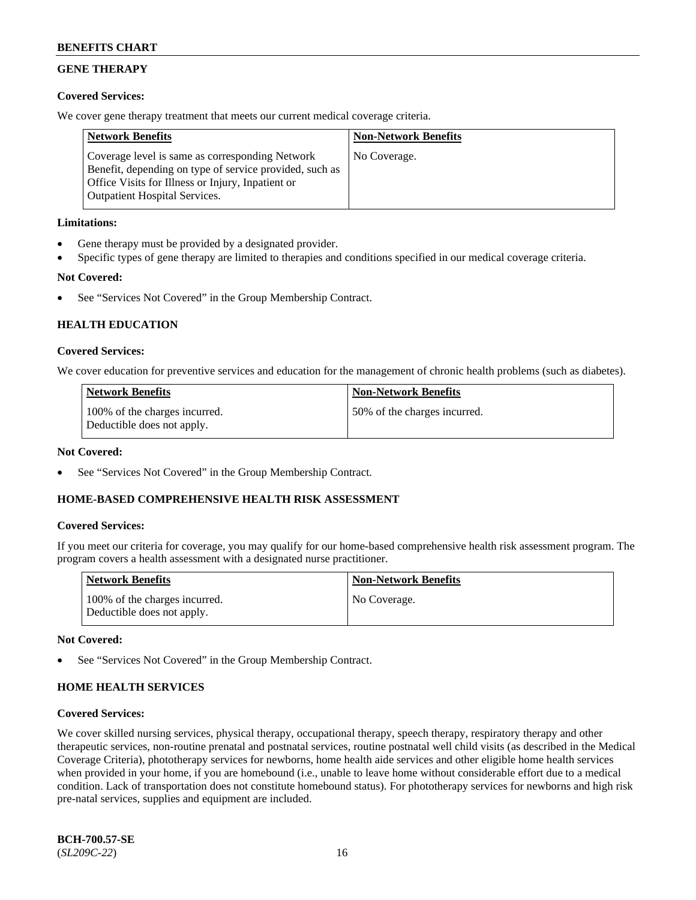## GENE THERAPY

**Covered Services:**

We cover gene therapy treatment that meets our current medical coverage criteria.

| Network Benefits | Non-Network Benefits |
| --- | --- |
| Coverage level is same as corresponding Network Benefit, depending on type of service provided, such as Office Visits for Illness or Injury, Inpatient or Outpatient Hospital Services. | No Coverage. |

**Limitations:**

- Gene therapy must be provided by a designated provider.
- Specific types of gene therapy are limited to therapies and conditions specified in our medical coverage criteria.

**Not Covered:**

- See "Services Not Covered" in the Group Membership Contract.

## HEALTH EDUCATION

**Covered Services:**

We cover education for preventive services and education for the management of chronic health problems (such as diabetes).

| Network Benefits | Non-Network Benefits |
| --- | --- |
| 100% of the charges incurred. Deductible does not apply. | 50% of the charges incurred. |

**Not Covered:**

- See "Services Not Covered" in the Group Membership Contract.

## HOME-BASED COMPREHENSIVE HEALTH RISK ASSESSMENT

**Covered Services:**

If you meet our criteria for coverage, you may qualify for our home-based comprehensive health risk assessment program. The program covers a health assessment with a designated nurse practitioner.

| Network Benefits | Non-Network Benefits |
| --- | --- |
| 100% of the charges incurred. Deductible does not apply. | No Coverage. |

**Not Covered:**

- See "Services Not Covered" in the Group Membership Contract.

## HOME HEALTH SERVICES

**Covered Services:**

We cover skilled nursing services, physical therapy, occupational therapy, speech therapy, respiratory therapy and other therapeutic services, non-routine prenatal and postnatal services, routine postnatal well child visits (as described in the Medical Coverage Criteria), phototherapy services for newborns, home health aide services and other eligible home health services when provided in your home, if you are homebound (i.e., unable to leave home without considerable effort due to a medical condition. Lack of transportation does not constitute homebound status). For phototherapy services for newborns and high risk pre-natal services, supplies and equipment are included.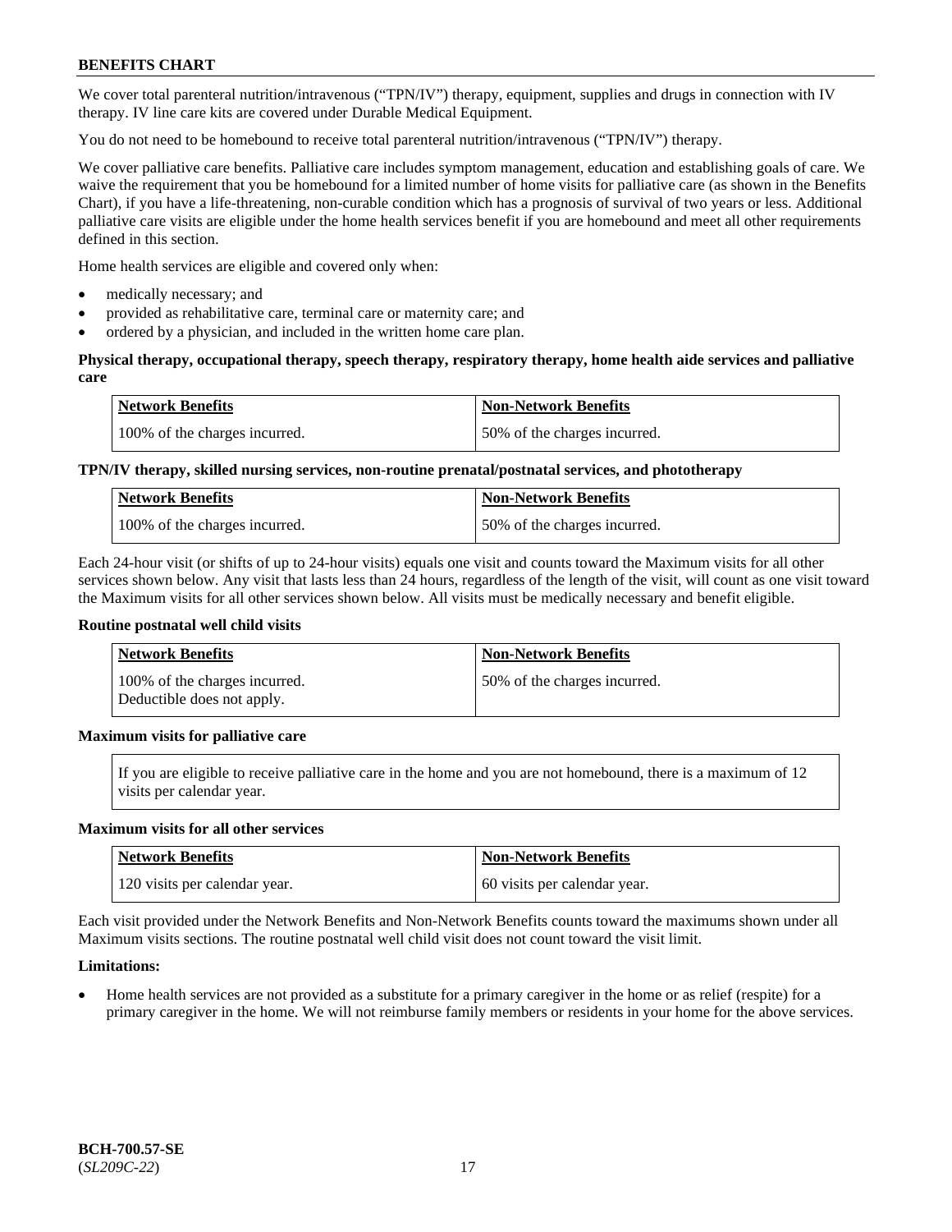We cover total parenteral nutrition/intravenous ("TPN/IV") therapy, equipment, supplies and drugs in connection with IV therapy. IV line care kits are covered under Durable Medical Equipment.

You do not need to be homebound to receive total parenteral nutrition/intravenous ("TPN/IV") therapy.

We cover palliative care benefits. Palliative care includes symptom management, education and establishing goals of care. We waive the requirement that you be homebound for a limited number of home visits for palliative care (as shown in the Benefits Chart), if you have a life-threatening, non-curable condition which has a prognosis of survival of two years or less. Additional palliative care visits are eligible under the home health services benefit if you are homebound and meet all other requirements defined in this section.

Home health services are eligible and covered only when:

- medically necessary; and
- provided as rehabilitative care, terminal care or maternity care; and
- ordered by a physician, and included in the written home care plan.

**Physical therapy, occupational therapy, speech therapy, respiratory therapy, home health aide services and palliative care**

| Network Benefits | Non-Network Benefits |
|---|---|
| 100% of the charges incurred. | 50% of the charges incurred. |

**TPN/IV therapy, skilled nursing services, non-routine prenatal/postnatal services, and phototherapy**

| Network Benefits | Non-Network Benefits |
|---|---|
| 100% of the charges incurred. | 50% of the charges incurred. |

Each 24-hour visit (or shifts of up to 24-hour visits) equals one visit and counts toward the Maximum visits for all other services shown below. Any visit that lasts less than 24 hours, regardless of the length of the visit, will count as one visit toward the Maximum visits for all other services shown below. All visits must be medically necessary and benefit eligible.

**Routine postnatal well child visits**

| Network Benefits | Non-Network Benefits |
|---|---|
| 100% of the charges incurred. Deductible does not apply. | 50% of the charges incurred. |

**Maximum visits for palliative care**

| If you are eligible to receive palliative care in the home and you are not homebound, there is a maximum of 12 visits per calendar year. |
|---|

**Maximum visits for all other services**

| Network Benefits | Non-Network Benefits |
|---|---|
| 120 visits per calendar year. | 60 visits per calendar year. |

Each visit provided under the Network Benefits and Non-Network Benefits counts toward the maximums shown under all Maximum visits sections. The routine postnatal well child visit does not count toward the visit limit.

**Limitations:**

- Home health services are not provided as a substitute for a primary caregiver in the home or as relief (respite) for a primary caregiver in the home. We will not reimburse family members or residents in your home for the above services.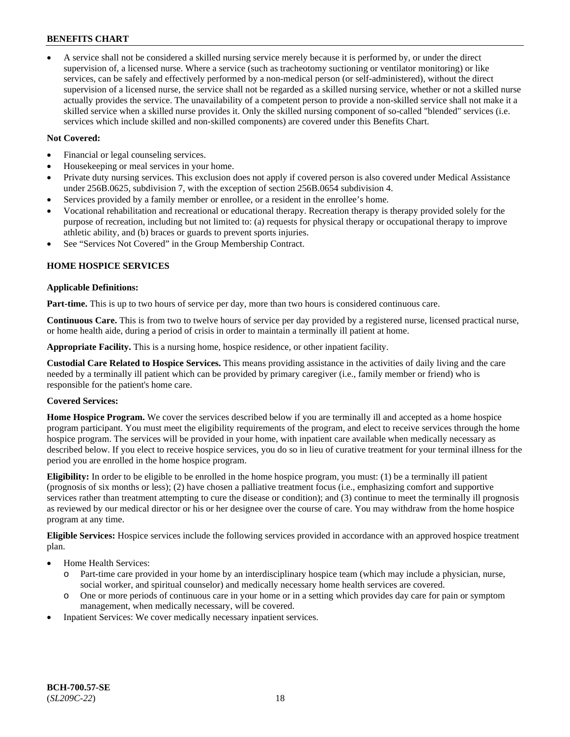- A service shall not be considered a skilled nursing service merely because it is performed by, or under the direct supervision of, a licensed nurse. Where a service (such as tracheotomy suctioning or ventilator monitoring) or like services, can be safely and effectively performed by a non-medical person (or self-administered), without the direct supervision of a licensed nurse, the service shall not be regarded as a skilled nursing service, whether or not a skilled nurse actually provides the service. The unavailability of a competent person to provide a non-skilled service shall not make it a skilled service when a skilled nurse provides it. Only the skilled nursing component of so-called "blended" services (i.e. services which include skilled and non-skilled components) are covered under this Benefits Chart.

**Not Covered:**

- Financial or legal counseling services.
- Housekeeping or meal services in your home.
- Private duty nursing services. This exclusion does not apply if covered person is also covered under Medical Assistance under 256B.0625, subdivision 7, with the exception of section 256B.0654 subdivision 4.
- Services provided by a family member or enrollee, or a resident in the enrollee's home.
- Vocational rehabilitation and recreational or educational therapy. Recreation therapy is therapy provided solely for the purpose of recreation, including but not limited to: (a) requests for physical therapy or occupational therapy to improve athletic ability, and (b) braces or guards to prevent sports injuries.
- See "Services Not Covered" in the Group Membership Contract.

**HOME HOSPICE SERVICES**

**Applicable Definitions:**

**Part-time.** This is up to two hours of service per day, more than two hours is considered continuous care.

**Continuous Care.** This is from two to twelve hours of service per day provided by a registered nurse, licensed practical nurse, or home health aide, during a period of crisis in order to maintain a terminally ill patient at home.

**Appropriate Facility.** This is a nursing home, hospice residence, or other inpatient facility.

**Custodial Care Related to Hospice Services.** This means providing assistance in the activities of daily living and the care needed by a terminally ill patient which can be provided by primary caregiver (i.e., family member or friend) who is responsible for the patient's home care.

**Covered Services:**

**Home Hospice Program.** We cover the services described below if you are terminally ill and accepted as a home hospice program participant. You must meet the eligibility requirements of the program, and elect to receive services through the home hospice program. The services will be provided in your home, with inpatient care available when medically necessary as described below. If you elect to receive hospice services, you do so in lieu of curative treatment for your terminal illness for the period you are enrolled in the home hospice program.

**Eligibility:** In order to be eligible to be enrolled in the home hospice program, you must: (1) be a terminally ill patient (prognosis of six months or less); (2) have chosen a palliative treatment focus (i.e., emphasizing comfort and supportive services rather than treatment attempting to cure the disease or condition); and (3) continue to meet the terminally ill prognosis as reviewed by our medical director or his or her designee over the course of care. You may withdraw from the home hospice program at any time.

**Eligible Services:** Hospice services include the following services provided in accordance with an approved hospice treatment plan.

- Home Health Services:
  - Part-time care provided in your home by an interdisciplinary hospice team (which may include a physician, nurse, social worker, and spiritual counselor) and medically necessary home health services are covered.
  - One or more periods of continuous care in your home or in a setting which provides day care for pain or symptom management, when medically necessary, will be covered.
- Inpatient Services: We cover medically necessary inpatient services.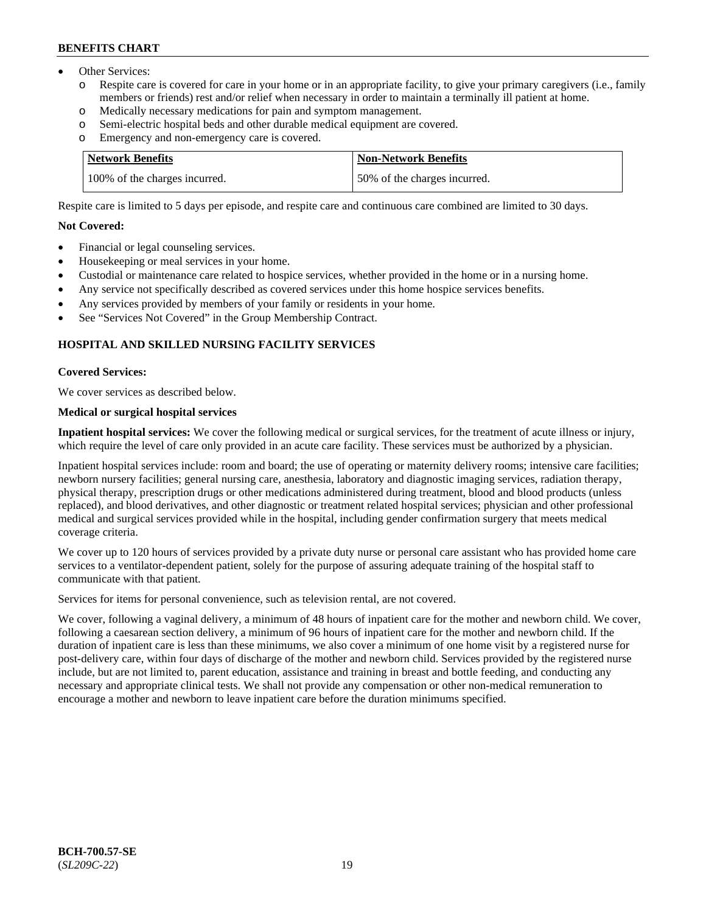- Other Services:
  - o Respite care is covered for care in your home or in an appropriate facility, to give your primary caregivers (i.e., family members or friends) rest and/or relief when necessary in order to maintain a terminally ill patient at home.
  - o Medically necessary medications for pain and symptom management.
  - o Semi-electric hospital beds and other durable medical equipment are covered.
  - o Emergency and non-emergency care is covered.

| Network Benefits | Non-Network Benefits |
|---|---|
| 100% of the charges incurred. | 50% of the charges incurred. |

Respite care is limited to 5 days per episode, and respite care and continuous care combined are limited to 30 days.

**Not Covered:**

- Financial or legal counseling services.
- Housekeeping or meal services in your home.
- Custodial or maintenance care related to hospice services, whether provided in the home or in a nursing home.
- Any service not specifically described as covered services under this home hospice services benefits.
- Any services provided by members of your family or residents in your home.
- See "Services Not Covered" in the Group Membership Contract.

## HOSPITAL AND SKILLED NURSING FACILITY SERVICES

**Covered Services:**

We cover services as described below.

**Medical or surgical hospital services**

**Inpatient hospital services:** We cover the following medical or surgical services, for the treatment of acute illness or injury, which require the level of care only provided in an acute care facility. These services must be authorized by a physician.

Inpatient hospital services include: room and board; the use of operating or maternity delivery rooms; intensive care facilities; newborn nursery facilities; general nursing care, anesthesia, laboratory and diagnostic imaging services, radiation therapy, physical therapy, prescription drugs or other medications administered during treatment, blood and blood products (unless replaced), and blood derivatives, and other diagnostic or treatment related hospital services; physician and other professional medical and surgical services provided while in the hospital, including gender confirmation surgery that meets medical coverage criteria.

We cover up to 120 hours of services provided by a private duty nurse or personal care assistant who has provided home care services to a ventilator-dependent patient, solely for the purpose of assuring adequate training of the hospital staff to communicate with that patient.

Services for items for personal convenience, such as television rental, are not covered.

We cover, following a vaginal delivery, a minimum of 48 hours of inpatient care for the mother and newborn child. We cover, following a caesarean section delivery, a minimum of 96 hours of inpatient care for the mother and newborn child. If the duration of inpatient care is less than these minimums, we also cover a minimum of one home visit by a registered nurse for post-delivery care, within four days of discharge of the mother and newborn child. Services provided by the registered nurse include, but are not limited to, parent education, assistance and training in breast and bottle feeding, and conducting any necessary and appropriate clinical tests. We shall not provide any compensation or other non-medical remuneration to encourage a mother and newborn to leave inpatient care before the duration minimums specified.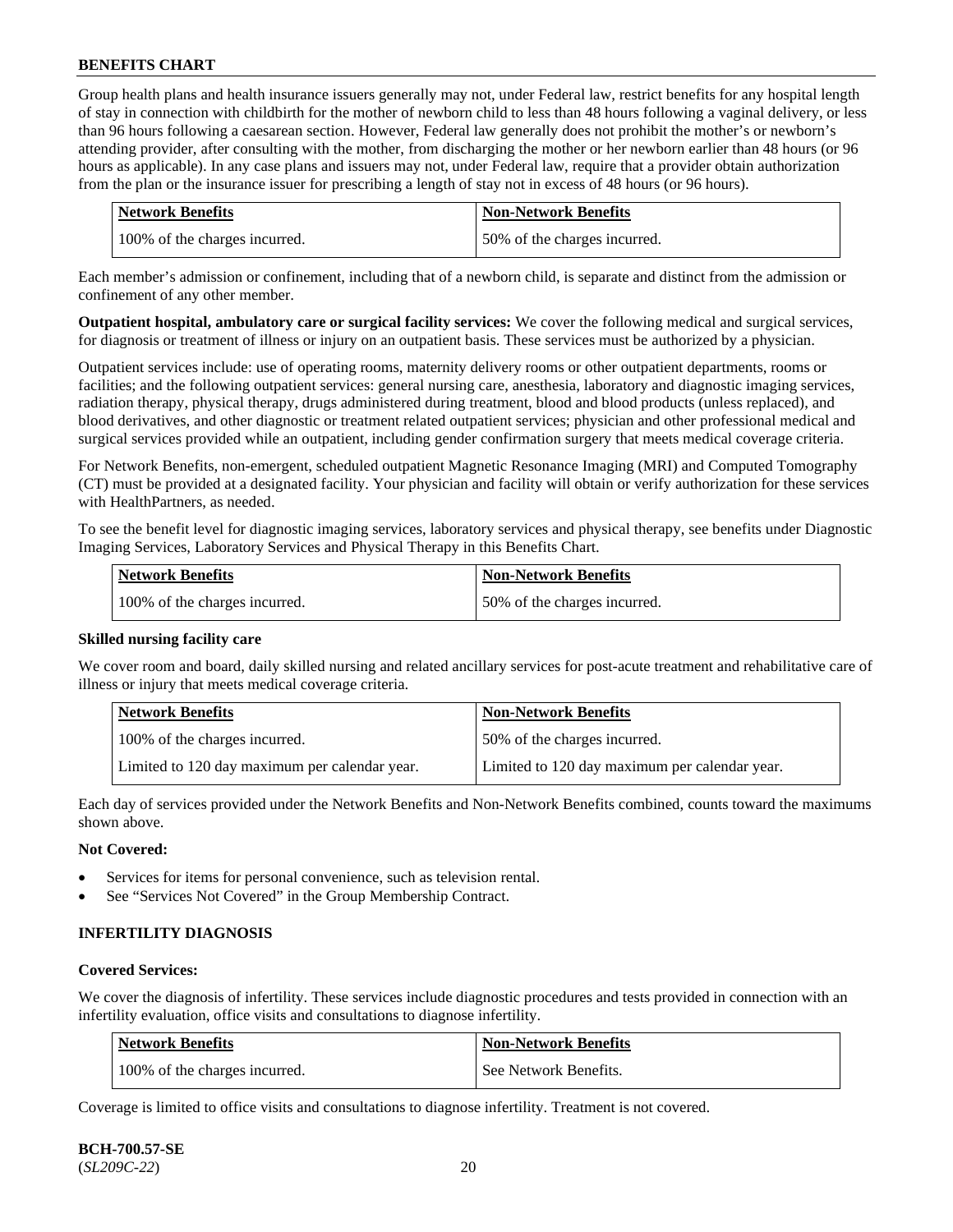Group health plans and health insurance issuers generally may not, under Federal law, restrict benefits for any hospital length of stay in connection with childbirth for the mother of newborn child to less than 48 hours following a vaginal delivery, or less than 96 hours following a caesarean section. However, Federal law generally does not prohibit the mother's or newborn's attending provider, after consulting with the mother, from discharging the mother or her newborn earlier than 48 hours (or 96 hours as applicable). In any case plans and issuers may not, under Federal law, require that a provider obtain authorization from the plan or the insurance issuer for prescribing a length of stay not in excess of 48 hours (or 96 hours).

| Network Benefits | Non-Network Benefits |
|---|---|
| 100% of the charges incurred. | 50% of the charges incurred. |

Each member's admission or confinement, including that of a newborn child, is separate and distinct from the admission or confinement of any other member.

**Outpatient hospital, ambulatory care or surgical facility services:** We cover the following medical and surgical services, for diagnosis or treatment of illness or injury on an outpatient basis. These services must be authorized by a physician.

Outpatient services include: use of operating rooms, maternity delivery rooms or other outpatient departments, rooms or facilities; and the following outpatient services: general nursing care, anesthesia, laboratory and diagnostic imaging services, radiation therapy, physical therapy, drugs administered during treatment, blood and blood products (unless replaced), and blood derivatives, and other diagnostic or treatment related outpatient services; physician and other professional medical and surgical services provided while an outpatient, including gender confirmation surgery that meets medical coverage criteria.

For Network Benefits, non-emergent, scheduled outpatient Magnetic Resonance Imaging (MRI) and Computed Tomography (CT) must be provided at a designated facility. Your physician and facility will obtain or verify authorization for these services with HealthPartners, as needed.

To see the benefit level for diagnostic imaging services, laboratory services and physical therapy, see benefits under Diagnostic Imaging Services, Laboratory Services and Physical Therapy in this Benefits Chart.

| Network Benefits | Non-Network Benefits |
|---|---|
| 100% of the charges incurred. | 50% of the charges incurred. |

**Skilled nursing facility care**

We cover room and board, daily skilled nursing and related ancillary services for post-acute treatment and rehabilitative care of illness or injury that meets medical coverage criteria.

| Network Benefits | Non-Network Benefits |
|---|---|
| 100% of the charges incurred. | 50% of the charges incurred. |
| Limited to 120 day maximum per calendar year. | Limited to 120 day maximum per calendar year. |

Each day of services provided under the Network Benefits and Non-Network Benefits combined, counts toward the maximums shown above.

**Not Covered:**

- Services for items for personal convenience, such as television rental.
- See "Services Not Covered" in the Group Membership Contract.

**INFERTILITY DIAGNOSIS**

**Covered Services:**

We cover the diagnosis of infertility. These services include diagnostic procedures and tests provided in connection with an infertility evaluation, office visits and consultations to diagnose infertility.

| Network Benefits | Non-Network Benefits |
|---|---|
| 100% of the charges incurred. | See Network Benefits. |

Coverage is limited to office visits and consultations to diagnose infertility. Treatment is not covered.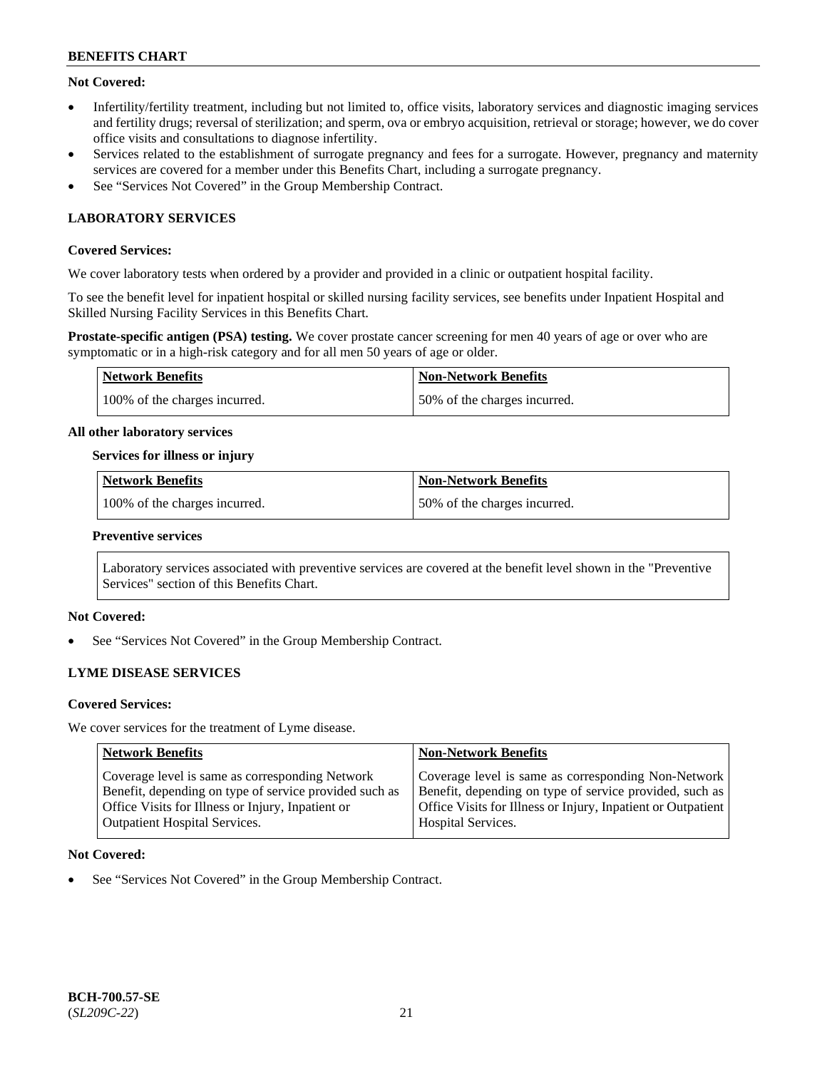**Not Covered:**

- Infertility/fertility treatment, including but not limited to, office visits, laboratory services and diagnostic imaging services and fertility drugs; reversal of sterilization; and sperm, ova or embryo acquisition, retrieval or storage; however, we do cover office visits and consultations to diagnose infertility.
- Services related to the establishment of surrogate pregnancy and fees for a surrogate. However, pregnancy and maternity services are covered for a member under this Benefits Chart, including a surrogate pregnancy.
- See "Services Not Covered" in the Group Membership Contract.

## LABORATORY SERVICES

**Covered Services:**

We cover laboratory tests when ordered by a provider and provided in a clinic or outpatient hospital facility.

To see the benefit level for inpatient hospital or skilled nursing facility services, see benefits under Inpatient Hospital and Skilled Nursing Facility Services in this Benefits Chart.

**Prostate-specific antigen (PSA) testing.** We cover prostate cancer screening for men 40 years of age or over who are symptomatic or in a high-risk category and for all men 50 years of age or older.

| Network Benefits | Non-Network Benefits |
|---|---|
| 100% of the charges incurred. | 50% of the charges incurred. |

**All other laboratory services**

**Services for illness or injury**

| Network Benefits | Non-Network Benefits |
|---|---|
| 100% of the charges incurred. | 50% of the charges incurred. |

**Preventive services**

Laboratory services associated with preventive services are covered at the benefit level shown in the "Preventive Services" section of this Benefits Chart.

**Not Covered:**

- See "Services Not Covered" in the Group Membership Contract.

## LYME DISEASE SERVICES

**Covered Services:**

We cover services for the treatment of Lyme disease.

| Network Benefits | Non-Network Benefits |
|---|---|
| Coverage level is same as corresponding Network Benefit, depending on type of service provided such as Office Visits for Illness or Injury, Inpatient or Outpatient Hospital Services. | Coverage level is same as corresponding Non-Network Benefit, depending on type of service provided, such as Office Visits for Illness or Injury, Inpatient or Outpatient Hospital Services. |

**Not Covered:**

- See "Services Not Covered" in the Group Membership Contract.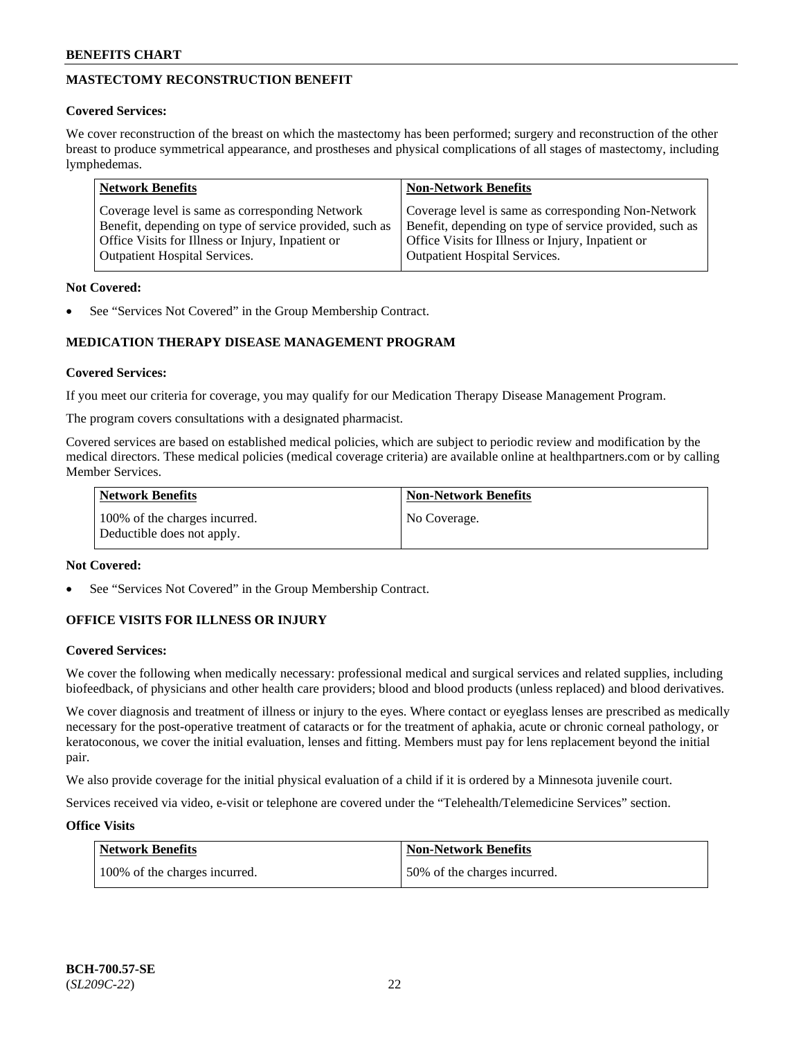## MASTECTOMY RECONSTRUCTION BENEFIT

**Covered Services:**

We cover reconstruction of the breast on which the mastectomy has been performed; surgery and reconstruction of the other breast to produce symmetrical appearance, and prostheses and physical complications of all stages of mastectomy, including lymphedemas.

| Network Benefits | Non-Network Benefits |
|---|---|
| Coverage level is same as corresponding Network Benefit, depending on type of service provided, such as Office Visits for Illness or Injury, Inpatient or Outpatient Hospital Services. | Coverage level is same as corresponding Non-Network Benefit, depending on type of service provided, such as Office Visits for Illness or Injury, Inpatient or Outpatient Hospital Services. |

**Not Covered:**

- See "Services Not Covered" in the Group Membership Contract.

## MEDICATION THERAPY DISEASE MANAGEMENT PROGRAM

**Covered Services:**

If you meet our criteria for coverage, you may qualify for our Medication Therapy Disease Management Program.

The program covers consultations with a designated pharmacist.

Covered services are based on established medical policies, which are subject to periodic review and modification by the medical directors. These medical policies (medical coverage criteria) are available online at healthpartners.com or by calling Member Services.

| Network Benefits | Non-Network Benefits |
|---|---|
| 100% of the charges incurred. Deductible does not apply. | No Coverage. |

**Not Covered:**

- See "Services Not Covered" in the Group Membership Contract.

## OFFICE VISITS FOR ILLNESS OR INJURY

**Covered Services:**

We cover the following when medically necessary: professional medical and surgical services and related supplies, including biofeedback, of physicians and other health care providers; blood and blood products (unless replaced) and blood derivatives.

We cover diagnosis and treatment of illness or injury to the eyes. Where contact or eyeglass lenses are prescribed as medically necessary for the post-operative treatment of cataracts or for the treatment of aphakia, acute or chronic corneal pathology, or keratoconous, we cover the initial evaluation, lenses and fitting. Members must pay for lens replacement beyond the initial pair.

We also provide coverage for the initial physical evaluation of a child if it is ordered by a Minnesota juvenile court.

Services received via video, e-visit or telephone are covered under the "Telehealth/Telemedicine Services" section.

**Office Visits**

| Network Benefits | Non-Network Benefits |
|---|---|
| 100% of the charges incurred. | 50% of the charges incurred. |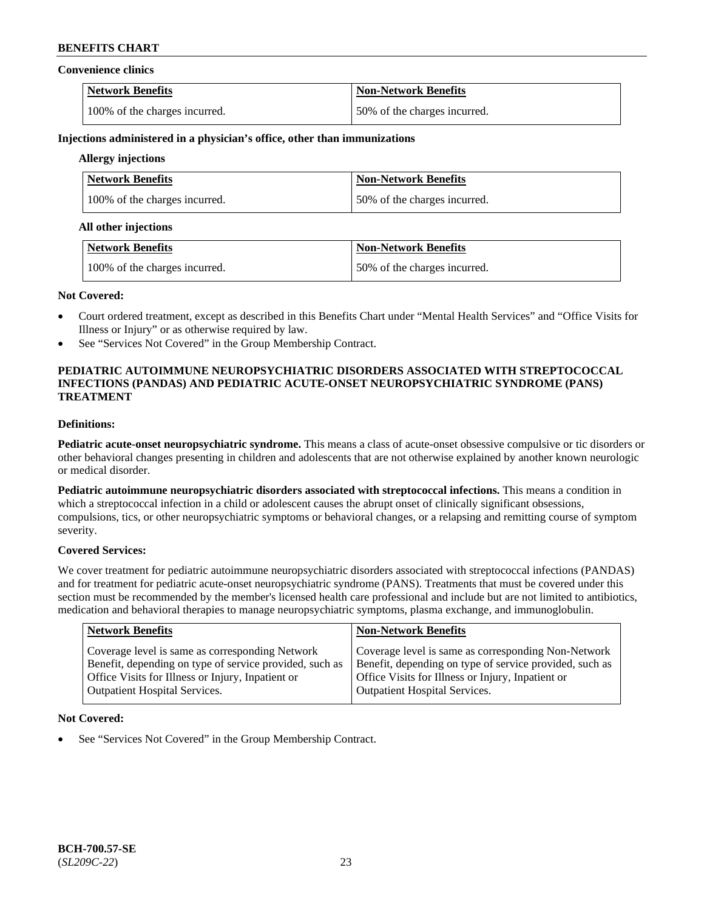**Convenience clinics**

| Network Benefits | Non-Network Benefits |
| --- | --- |
| 100% of the charges incurred. | 50% of the charges incurred. |

**Injections administered in a physician's office, other than immunizations**

**Allergy injections**

| Network Benefits | Non-Network Benefits |
| --- | --- |
| 100% of the charges incurred. | 50% of the charges incurred. |

**All other injections**

| Network Benefits | Non-Network Benefits |
| --- | --- |
| 100% of the charges incurred. | 50% of the charges incurred. |

**Not Covered:**

- Court ordered treatment, except as described in this Benefits Chart under "Mental Health Services" and "Office Visits for Illness or Injury" or as otherwise required by law.
- See "Services Not Covered" in the Group Membership Contract.

## PEDIATRIC AUTOIMMUNE NEUROPSYCHIATRIC DISORDERS ASSOCIATED WITH STREPTOCOCCAL INFECTIONS (PANDAS) AND PEDIATRIC ACUTE-ONSET NEUROPSYCHIATRIC SYNDROME (PANS) TREATMENT

**Definitions:**

**Pediatric acute-onset neuropsychiatric syndrome.** This means a class of acute-onset obsessive compulsive or tic disorders or other behavioral changes presenting in children and adolescents that are not otherwise explained by another known neurologic or medical disorder.

**Pediatric autoimmune neuropsychiatric disorders associated with streptococcal infections.** This means a condition in which a streptococcal infection in a child or adolescent causes the abrupt onset of clinically significant obsessions, compulsions, tics, or other neuropsychiatric symptoms or behavioral changes, or a relapsing and remitting course of symptom severity.

**Covered Services:**

We cover treatment for pediatric autoimmune neuropsychiatric disorders associated with streptococcal infections (PANDAS) and for treatment for pediatric acute-onset neuropsychiatric syndrome (PANS). Treatments that must be covered under this section must be recommended by the member's licensed health care professional and include but are not limited to antibiotics, medication and behavioral therapies to manage neuropsychiatric symptoms, plasma exchange, and immunoglobulin.

| Network Benefits | Non-Network Benefits |
| --- | --- |
| Coverage level is same as corresponding Network Benefit, depending on type of service provided, such as Office Visits for Illness or Injury, Inpatient or Outpatient Hospital Services. | Coverage level is same as corresponding Non-Network Benefit, depending on type of service provided, such as Office Visits for Illness or Injury, Inpatient or Outpatient Hospital Services. |

**Not Covered:**

- See "Services Not Covered" in the Group Membership Contract.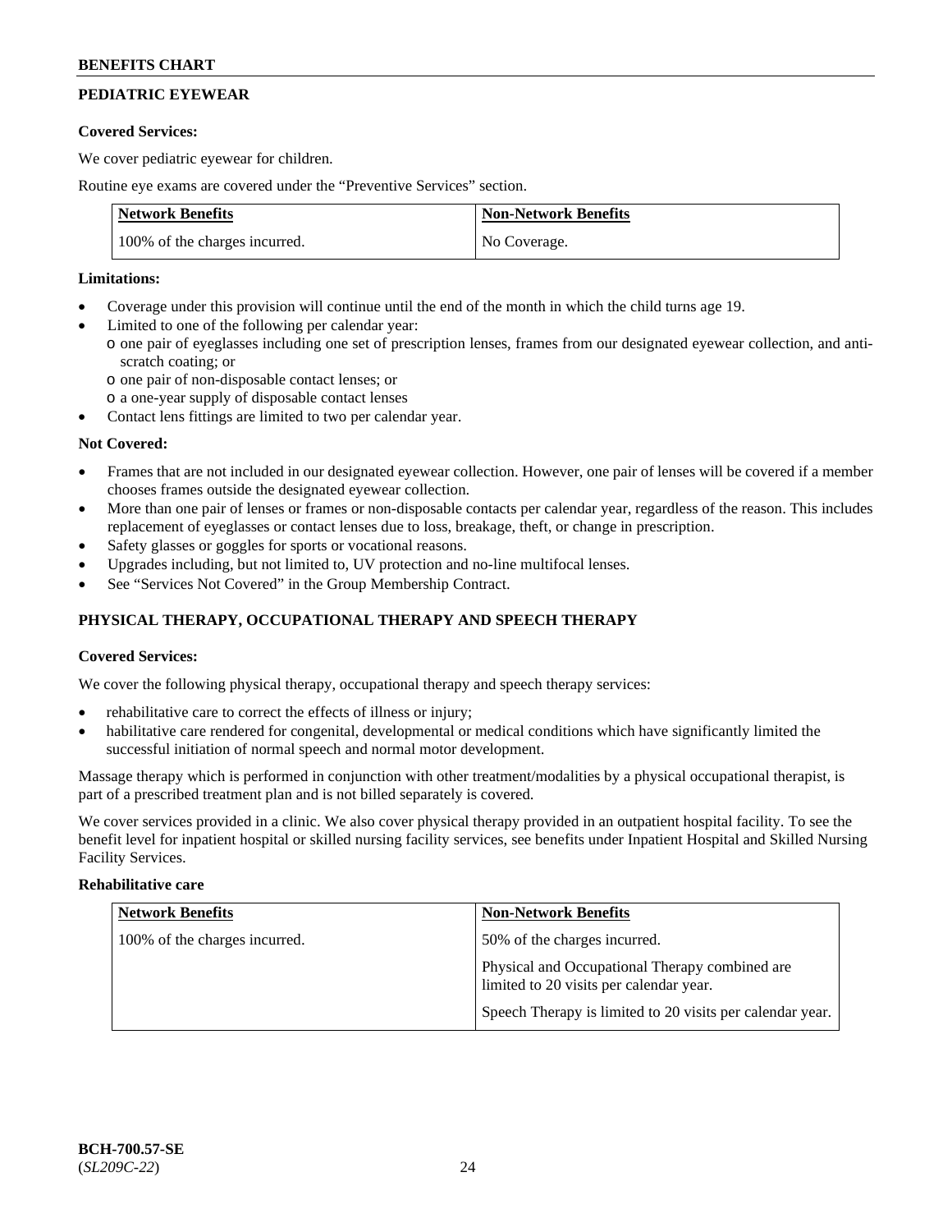## PEDIATRIC EYEWEAR

**Covered Services:**

We cover pediatric eyewear for children.

Routine eye exams are covered under the "Preventive Services" section.

| Network Benefits | Non-Network Benefits |
|---|---|
| 100% of the charges incurred. | No Coverage. |

**Limitations:**

- Coverage under this provision will continue until the end of the month in which the child turns age 19.
- Limited to one of the following per calendar year:
  - one pair of eyeglasses including one set of prescription lenses, frames from our designated eyewear collection, and anti-scratch coating; or
  - one pair of non-disposable contact lenses; or
  - a one-year supply of disposable contact lenses
- Contact lens fittings are limited to two per calendar year.

**Not Covered:**

- Frames that are not included in our designated eyewear collection. However, one pair of lenses will be covered if a member chooses frames outside the designated eyewear collection.
- More than one pair of lenses or frames or non-disposable contacts per calendar year, regardless of the reason. This includes replacement of eyeglasses or contact lenses due to loss, breakage, theft, or change in prescription.
- Safety glasses or goggles for sports or vocational reasons.
- Upgrades including, but not limited to, UV protection and no-line multifocal lenses.
- See "Services Not Covered" in the Group Membership Contract.

## PHYSICAL THERAPY, OCCUPATIONAL THERAPY AND SPEECH THERAPY

**Covered Services:**

We cover the following physical therapy, occupational therapy and speech therapy services:

- rehabilitative care to correct the effects of illness or injury;
- habilitative care rendered for congenital, developmental or medical conditions which have significantly limited the successful initiation of normal speech and normal motor development.

Massage therapy which is performed in conjunction with other treatment/modalities by a physical occupational therapist, is part of a prescribed treatment plan and is not billed separately is covered.

We cover services provided in a clinic. We also cover physical therapy provided in an outpatient hospital facility. To see the benefit level for inpatient hospital or skilled nursing facility services, see benefits under Inpatient Hospital and Skilled Nursing Facility Services.

**Rehabilitative care**

| Network Benefits | Non-Network Benefits |
|---|---|
| 100% of the charges incurred. | 50% of the charges incurred.<br><br>Physical and Occupational Therapy combined are limited to 20 visits per calendar year.<br><br>Speech Therapy is limited to 20 visits per calendar year. |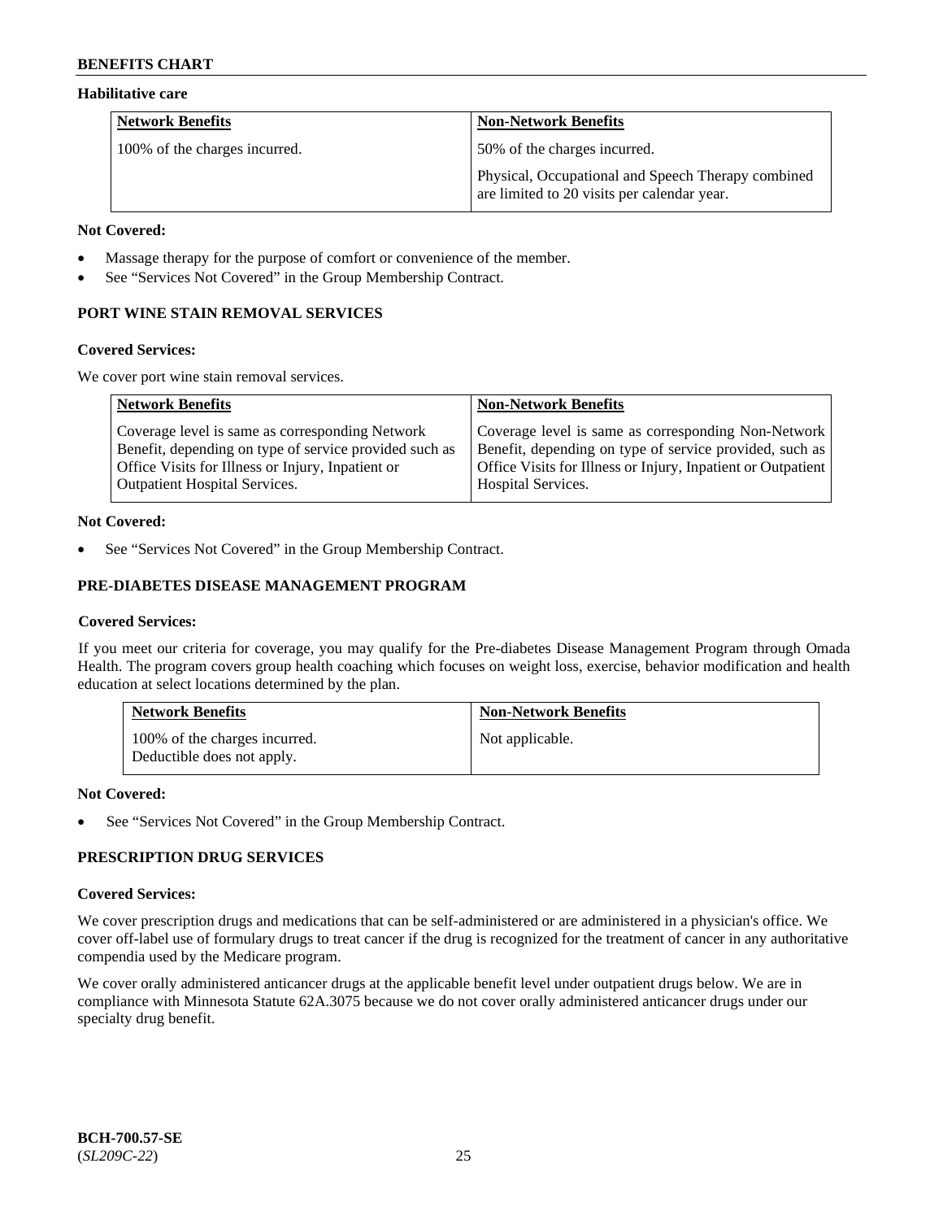### Habilitative care

| Network Benefits | Non-Network Benefits |
|---|---|
| 100% of the charges incurred. | 50% of the charges incurred.<br><br>Physical, Occupational and Speech Therapy combined are limited to 20 visits per calendar year. |

**Not Covered:**

- Massage therapy for the purpose of comfort or convenience of the member.
- See "Services Not Covered" in the Group Membership Contract.

## PORT WINE STAIN REMOVAL SERVICES

**Covered Services:**

We cover port wine stain removal services.

| Network Benefits | Non-Network Benefits |
|---|---|
| Coverage level is same as corresponding Network Benefit, depending on type of service provided such as Office Visits for Illness or Injury, Inpatient or Outpatient Hospital Services. | Coverage level is same as corresponding Non-Network Benefit, depending on type of service provided, such as Office Visits for Illness or Injury, Inpatient or Outpatient Hospital Services. |

**Not Covered:**

- See "Services Not Covered" in the Group Membership Contract.

## PRE-DIABETES DISEASE MANAGEMENT PROGRAM

**Covered Services:**

If you meet our criteria for coverage, you may qualify for the Pre-diabetes Disease Management Program through Omada Health. The program covers group health coaching which focuses on weight loss, exercise, behavior modification and health education at select locations determined by the plan.

| Network Benefits | Non-Network Benefits |
|---|---|
| 100% of the charges incurred.<br>Deductible does not apply. | Not applicable. |

**Not Covered:**

- See "Services Not Covered" in the Group Membership Contract.

## PRESCRIPTION DRUG SERVICES

**Covered Services:**

We cover prescription drugs and medications that can be self-administered or are administered in a physician's office. We cover off-label use of formulary drugs to treat cancer if the drug is recognized for the treatment of cancer in any authoritative compendia used by the Medicare program.

We cover orally administered anticancer drugs at the applicable benefit level under outpatient drugs below. We are in compliance with Minnesota Statute 62A.3075 because we do not cover orally administered anticancer drugs under our specialty drug benefit.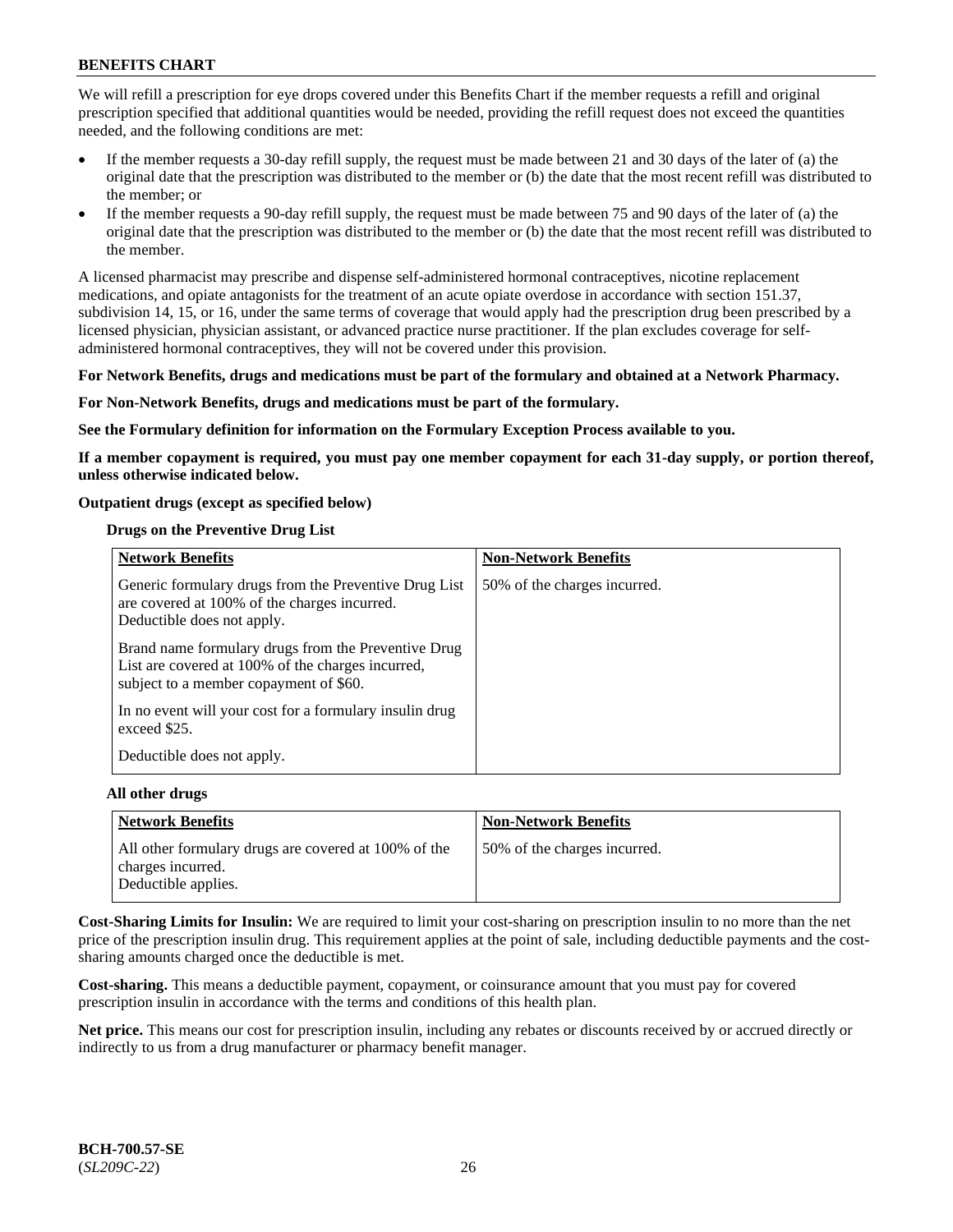We will refill a prescription for eye drops covered under this Benefits Chart if the member requests a refill and original prescription specified that additional quantities would be needed, providing the refill request does not exceed the quantities needed, and the following conditions are met:

- If the member requests a 30-day refill supply, the request must be made between 21 and 30 days of the later of (a) the original date that the prescription was distributed to the member or (b) the date that the most recent refill was distributed to the member; or
- If the member requests a 90-day refill supply, the request must be made between 75 and 90 days of the later of (a) the original date that the prescription was distributed to the member or (b) the date that the most recent refill was distributed to the member.

A licensed pharmacist may prescribe and dispense self-administered hormonal contraceptives, nicotine replacement medications, and opiate antagonists for the treatment of an acute opiate overdose in accordance with section 151.37, subdivision 14, 15, or 16, under the same terms of coverage that would apply had the prescription drug been prescribed by a licensed physician, physician assistant, or advanced practice nurse practitioner. If the plan excludes coverage for self-administered hormonal contraceptives, they will not be covered under this provision.

**For Network Benefits, drugs and medications must be part of the formulary and obtained at a Network Pharmacy.**

**For Non-Network Benefits, drugs and medications must be part of the formulary.**

**See the Formulary definition for information on the Formulary Exception Process available to you.**

**If a member copayment is required, you must pay one member copayment for each 31-day supply, or portion thereof, unless otherwise indicated below.**

**Outpatient drugs (except as specified below)**

**Drugs on the Preventive Drug List**

| Network Benefits | Non-Network Benefits |
|---|---|
| Generic formulary drugs from the Preventive Drug List are covered at 100% of the charges incurred. Deductible does not apply.<br><br>Brand name formulary drugs from the Preventive Drug List are covered at 100% of the charges incurred, subject to a member copayment of $60.<br><br>In no event will your cost for a formulary insulin drug exceed $25.<br><br>Deductible does not apply. | 50% of the charges incurred. |

**All other drugs**

| Network Benefits | Non-Network Benefits |
|---|---|
| All other formulary drugs are covered at 100% of the charges incurred. Deductible applies. | 50% of the charges incurred. |

**Cost-Sharing Limits for Insulin:** We are required to limit your cost-sharing on prescription insulin to no more than the net price of the prescription insulin drug. This requirement applies at the point of sale, including deductible payments and the cost-sharing amounts charged once the deductible is met.

**Cost-sharing.** This means a deductible payment, copayment, or coinsurance amount that you must pay for covered prescription insulin in accordance with the terms and conditions of this health plan.

**Net price.** This means our cost for prescription insulin, including any rebates or discounts received by or accrued directly or indirectly to us from a drug manufacturer or pharmacy benefit manager.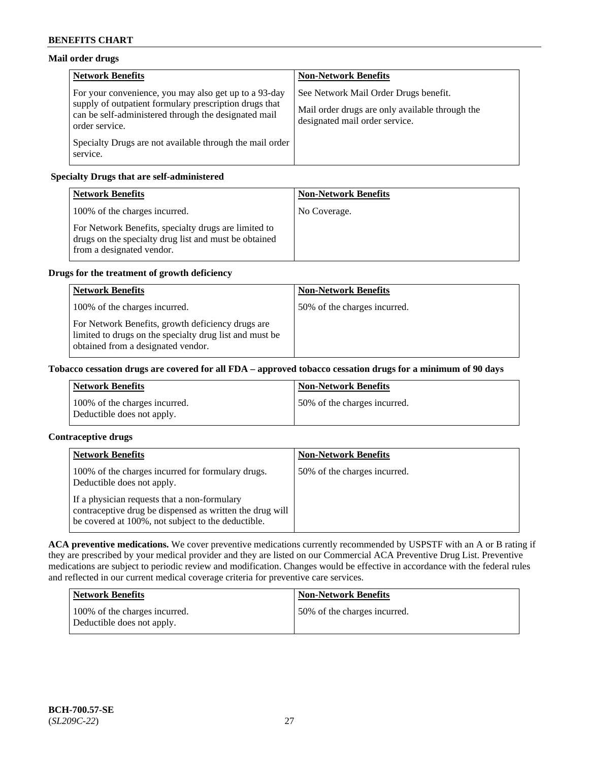**Mail order drugs**

| Network Benefits | Non-Network Benefits |
| --- | --- |
| For your convenience, you may also get up to a 93-day supply of outpatient formulary prescription drugs that can be self-administered through the designated mail order service.<br><br>Specialty Drugs are not available through the mail order service. | See Network Mail Order Drugs benefit.<br><br>Mail order drugs are only available through the designated mail order service. |

**Specialty Drugs that are self-administered**

| Network Benefits | Non-Network Benefits |
| --- | --- |
| 100% of the charges incurred.<br><br>For Network Benefits, specialty drugs are limited to drugs on the specialty drug list and must be obtained from a designated vendor. | No Coverage. |

**Drugs for the treatment of growth deficiency**

| Network Benefits | Non-Network Benefits |
| --- | --- |
| 100% of the charges incurred.<br><br>For Network Benefits, growth deficiency drugs are limited to drugs on the specialty drug list and must be obtained from a designated vendor. | 50% of the charges incurred. |

**Tobacco cessation drugs are covered for all FDA – approved tobacco cessation drugs for a minimum of 90 days**

| Network Benefits | Non-Network Benefits |
| --- | --- |
| 100% of the charges incurred.<br>Deductible does not apply. | 50% of the charges incurred. |

**Contraceptive drugs**

| Network Benefits | Non-Network Benefits |
| --- | --- |
| 100% of the charges incurred for formulary drugs. Deductible does not apply.<br><br>If a physician requests that a non-formulary contraceptive drug be dispensed as written the drug will be covered at 100%, not subject to the deductible. | 50% of the charges incurred. |

**ACA preventive medications.** We cover preventive medications currently recommended by USPSTF with an A or B rating if they are prescribed by your medical provider and they are listed on our Commercial ACA Preventive Drug List. Preventive medications are subject to periodic review and modification. Changes would be effective in accordance with the federal rules and reflected in our current medical coverage criteria for preventive care services.

| Network Benefits | Non-Network Benefits |
| --- | --- |
| 100% of the charges incurred.<br>Deductible does not apply. | 50% of the charges incurred. |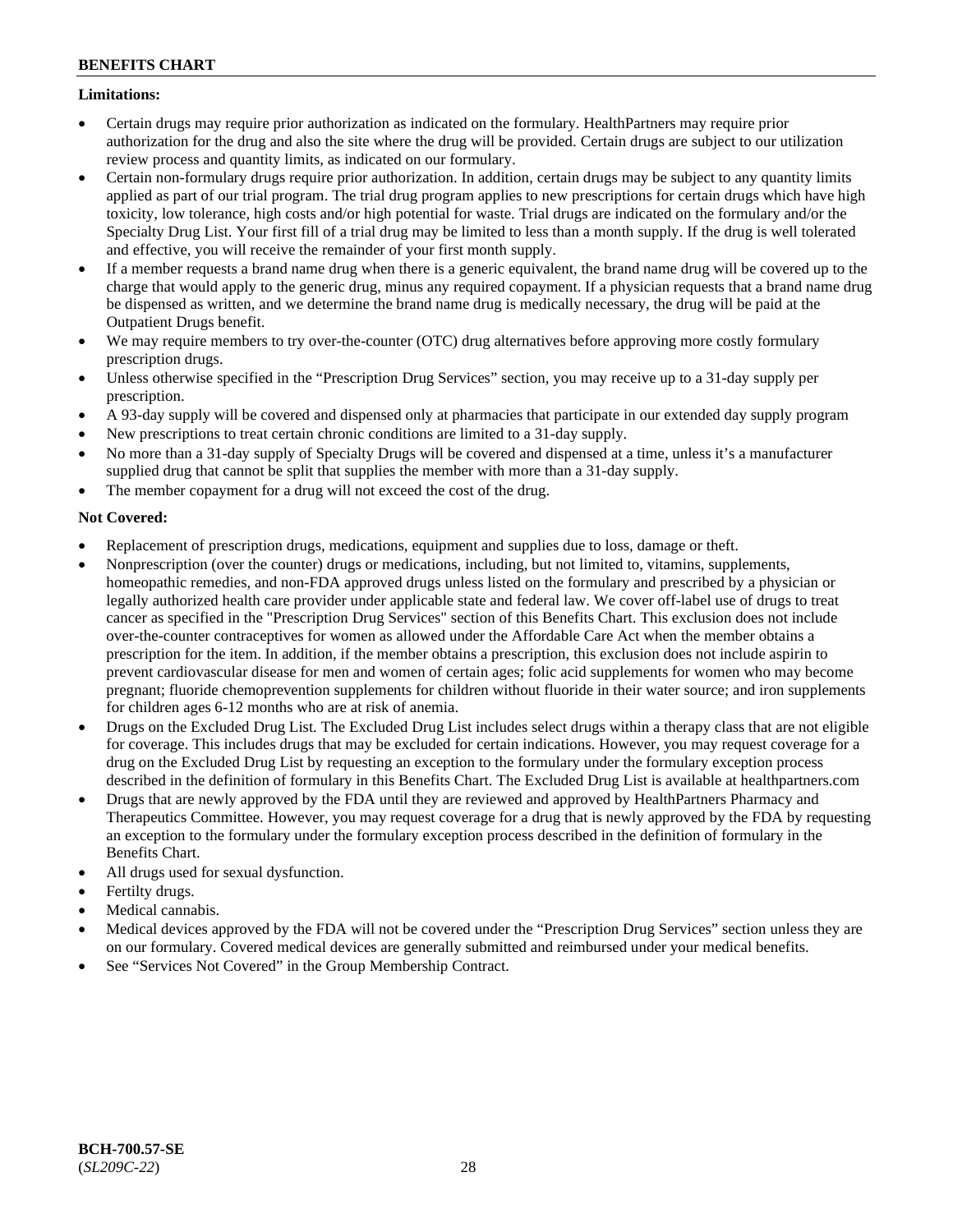**Limitations:**

- Certain drugs may require prior authorization as indicated on the formulary. HealthPartners may require prior authorization for the drug and also the site where the drug will be provided. Certain drugs are subject to our utilization review process and quantity limits, as indicated on our formulary.
- Certain non-formulary drugs require prior authorization. In addition, certain drugs may be subject to any quantity limits applied as part of our trial program. The trial drug program applies to new prescriptions for certain drugs which have high toxicity, low tolerance, high costs and/or high potential for waste. Trial drugs are indicated on the formulary and/or the Specialty Drug List. Your first fill of a trial drug may be limited to less than a month supply. If the drug is well tolerated and effective, you will receive the remainder of your first month supply.
- If a member requests a brand name drug when there is a generic equivalent, the brand name drug will be covered up to the charge that would apply to the generic drug, minus any required copayment. If a physician requests that a brand name drug be dispensed as written, and we determine the brand name drug is medically necessary, the drug will be paid at the Outpatient Drugs benefit.
- We may require members to try over-the-counter (OTC) drug alternatives before approving more costly formulary prescription drugs.
- Unless otherwise specified in the "Prescription Drug Services" section, you may receive up to a 31-day supply per prescription.
- A 93-day supply will be covered and dispensed only at pharmacies that participate in our extended day supply program
- New prescriptions to treat certain chronic conditions are limited to a 31-day supply.
- No more than a 31-day supply of Specialty Drugs will be covered and dispensed at a time, unless it's a manufacturer supplied drug that cannot be split that supplies the member with more than a 31-day supply.
- The member copayment for a drug will not exceed the cost of the drug.

**Not Covered:**

- Replacement of prescription drugs, medications, equipment and supplies due to loss, damage or theft.
- Nonprescription (over the counter) drugs or medications, including, but not limited to, vitamins, supplements, homeopathic remedies, and non-FDA approved drugs unless listed on the formulary and prescribed by a physician or legally authorized health care provider under applicable state and federal law. We cover off-label use of drugs to treat cancer as specified in the "Prescription Drug Services" section of this Benefits Chart. This exclusion does not include over-the-counter contraceptives for women as allowed under the Affordable Care Act when the member obtains a prescription for the item. In addition, if the member obtains a prescription, this exclusion does not include aspirin to prevent cardiovascular disease for men and women of certain ages; folic acid supplements for women who may become pregnant; fluoride chemoprevention supplements for children without fluoride in their water source; and iron supplements for children ages 6-12 months who are at risk of anemia.
- Drugs on the Excluded Drug List. The Excluded Drug List includes select drugs within a therapy class that are not eligible for coverage. This includes drugs that may be excluded for certain indications. However, you may request coverage for a drug on the Excluded Drug List by requesting an exception to the formulary under the formulary exception process described in the definition of formulary in this Benefits Chart. The Excluded Drug List is available at healthpartners.com
- Drugs that are newly approved by the FDA until they are reviewed and approved by HealthPartners Pharmacy and Therapeutics Committee. However, you may request coverage for a drug that is newly approved by the FDA by requesting an exception to the formulary under the formulary exception process described in the definition of formulary in the Benefits Chart.
- All drugs used for sexual dysfunction.
- Fertilty drugs.
- Medical cannabis.
- Medical devices approved by the FDA will not be covered under the "Prescription Drug Services" section unless they are on our formulary. Covered medical devices are generally submitted and reimbursed under your medical benefits.
- See "Services Not Covered" in the Group Membership Contract.

**BCH-700.57-SE**
(*SL209C-22*)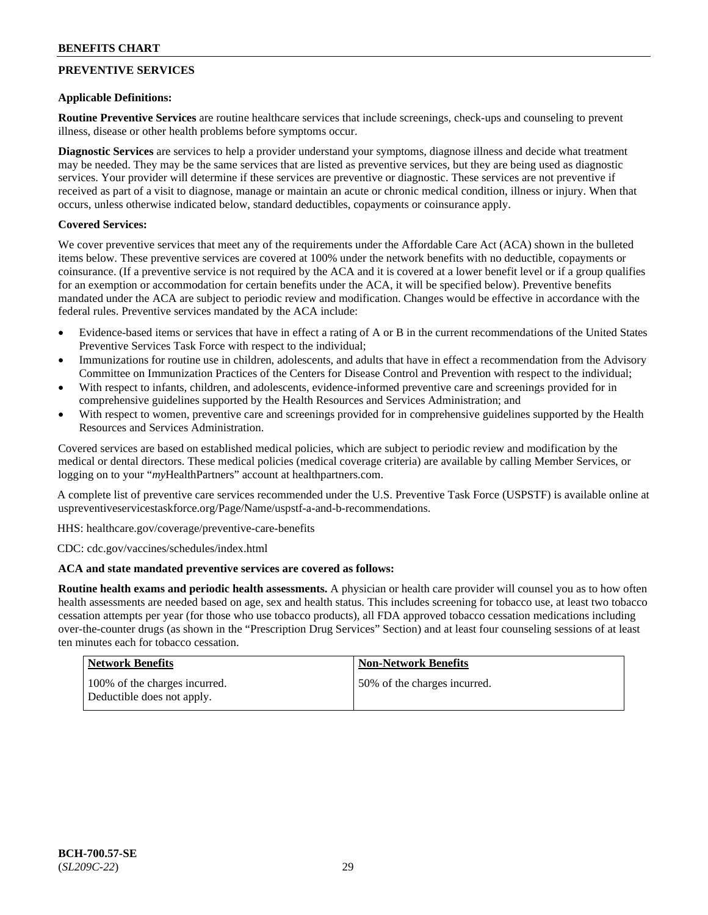## PREVENTIVE SERVICES

**Applicable Definitions:**

**Routine Preventive Services** are routine healthcare services that include screenings, check-ups and counseling to prevent illness, disease or other health problems before symptoms occur.

**Diagnostic Services** are services to help a provider understand your symptoms, diagnose illness and decide what treatment may be needed. They may be the same services that are listed as preventive services, but they are being used as diagnostic services. Your provider will determine if these services are preventive or diagnostic. These services are not preventive if received as part of a visit to diagnose, manage or maintain an acute or chronic medical condition, illness or injury. When that occurs, unless otherwise indicated below, standard deductibles, copayments or coinsurance apply.

**Covered Services:**

We cover preventive services that meet any of the requirements under the Affordable Care Act (ACA) shown in the bulleted items below. These preventive services are covered at 100% under the network benefits with no deductible, copayments or coinsurance. (If a preventive service is not required by the ACA and it is covered at a lower benefit level or if a group qualifies for an exemption or accommodation for certain benefits under the ACA, it will be specified below). Preventive benefits mandated under the ACA are subject to periodic review and modification. Changes would be effective in accordance with the federal rules. Preventive services mandated by the ACA include:

- Evidence-based items or services that have in effect a rating of A or B in the current recommendations of the United States Preventive Services Task Force with respect to the individual;
- Immunizations for routine use in children, adolescents, and adults that have in effect a recommendation from the Advisory Committee on Immunization Practices of the Centers for Disease Control and Prevention with respect to the individual;
- With respect to infants, children, and adolescents, evidence-informed preventive care and screenings provided for in comprehensive guidelines supported by the Health Resources and Services Administration; and
- With respect to women, preventive care and screenings provided for in comprehensive guidelines supported by the Health Resources and Services Administration.

Covered services are based on established medical policies, which are subject to periodic review and modification by the medical or dental directors. These medical policies (medical coverage criteria) are available by calling Member Services, or logging on to your "*my*HealthPartners" account at healthpartners.com.

A complete list of preventive care services recommended under the U.S. Preventive Task Force (USPSTF) is available online at uspreventiveservicestaskforce.org/Page/Name/uspstf-a-and-b-recommendations.

HHS: healthcare.gov/coverage/preventive-care-benefits

CDC: cdc.gov/vaccines/schedules/index.html

**ACA and state mandated preventive services are covered as follows:**

**Routine health exams and periodic health assessments.** A physician or health care provider will counsel you as to how often health assessments are needed based on age, sex and health status. This includes screening for tobacco use, at least two tobacco cessation attempts per year (for those who use tobacco products), all FDA approved tobacco cessation medications including over-the-counter drugs (as shown in the "Prescription Drug Services" Section) and at least four counseling sessions of at least ten minutes each for tobacco cessation.

| Network Benefits | Non-Network Benefits |
|---|---|
| 100% of the charges incurred. Deductible does not apply. | 50% of the charges incurred. |

**BCH-700.57-SE**
(*SL209C-22*)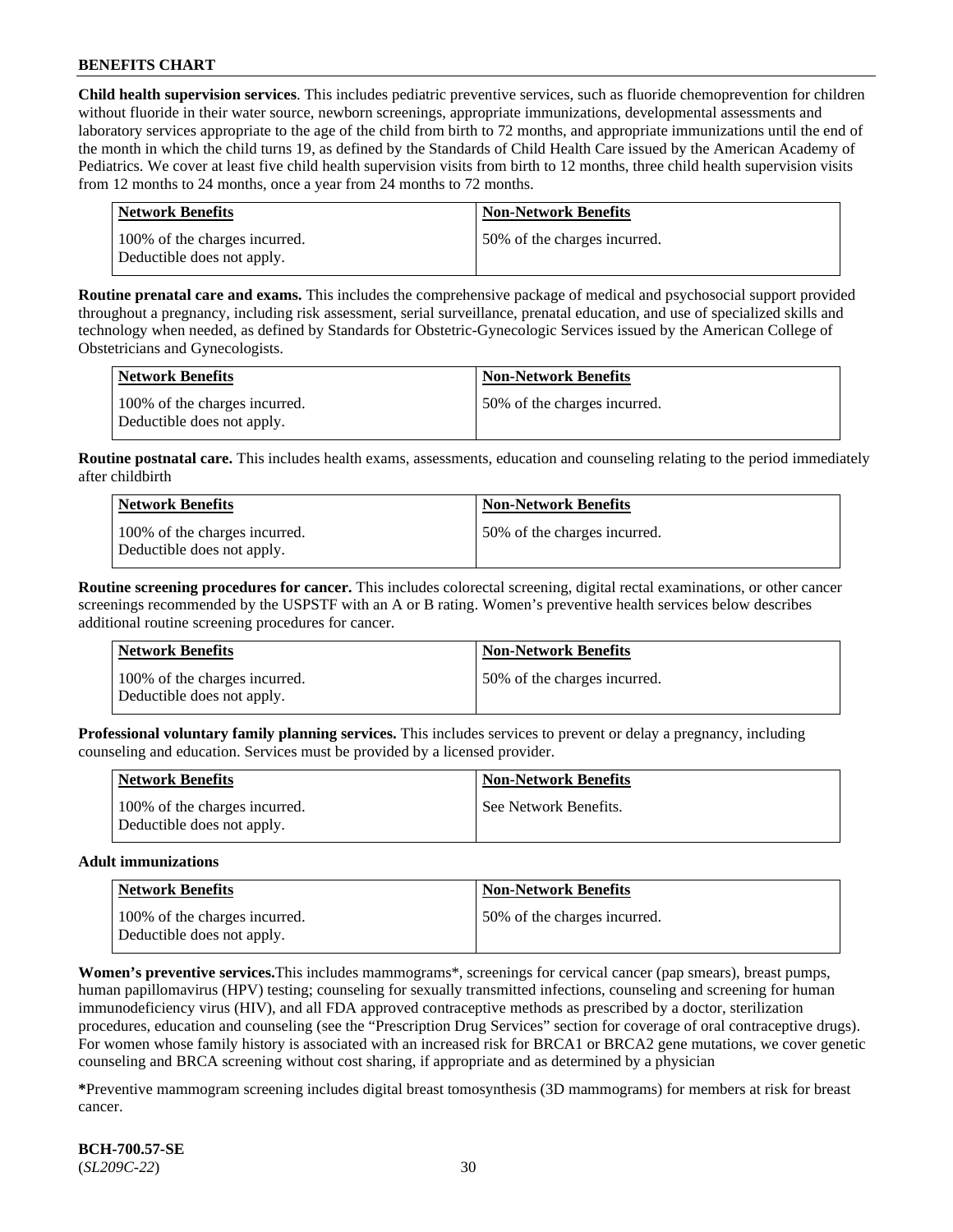**Child health supervision services**. This includes pediatric preventive services, such as fluoride chemoprevention for children without fluoride in their water source, newborn screenings, appropriate immunizations, developmental assessments and laboratory services appropriate to the age of the child from birth to 72 months, and appropriate immunizations until the end of the month in which the child turns 19, as defined by the Standards of Child Health Care issued by the American Academy of Pediatrics. We cover at least five child health supervision visits from birth to 12 months, three child health supervision visits from 12 months to 24 months, once a year from 24 months to 72 months.

| Network Benefits | Non-Network Benefits |
|---|---|
| 100% of the charges incurred. Deductible does not apply. | 50% of the charges incurred. |

**Routine prenatal care and exams.** This includes the comprehensive package of medical and psychosocial support provided throughout a pregnancy, including risk assessment, serial surveillance, prenatal education, and use of specialized skills and technology when needed, as defined by Standards for Obstetric-Gynecologic Services issued by the American College of Obstetricians and Gynecologists.

| Network Benefits | Non-Network Benefits |
|---|---|
| 100% of the charges incurred. Deductible does not apply. | 50% of the charges incurred. |

**Routine postnatal care.** This includes health exams, assessments, education and counseling relating to the period immediately after childbirth

| Network Benefits | Non-Network Benefits |
|---|---|
| 100% of the charges incurred. Deductible does not apply. | 50% of the charges incurred. |

**Routine screening procedures for cancer.** This includes colorectal screening, digital rectal examinations, or other cancer screenings recommended by the USPSTF with an A or B rating. Women's preventive health services below describes additional routine screening procedures for cancer.

| Network Benefits | Non-Network Benefits |
|---|---|
| 100% of the charges incurred. Deductible does not apply. | 50% of the charges incurred. |

**Professional voluntary family planning services.** This includes services to prevent or delay a pregnancy, including counseling and education. Services must be provided by a licensed provider.

| Network Benefits | Non-Network Benefits |
|---|---|
| 100% of the charges incurred. Deductible does not apply. | See Network Benefits. |

**Adult immunizations**

| Network Benefits | Non-Network Benefits |
|---|---|
| 100% of the charges incurred. Deductible does not apply. | 50% of the charges incurred. |

**Women's preventive services.**This includes mammograms*, screenings for cervical cancer (pap smears), breast pumps, human papillomavirus (HPV) testing; counseling for sexually transmitted infections, counseling and screening for human immunodeficiency virus (HIV), and all FDA approved contraceptive methods as prescribed by a doctor, sterilization procedures, education and counseling (see the "Prescription Drug Services" section for coverage of oral contraceptive drugs). For women whose family history is associated with an increased risk for BRCA1 or BRCA2 gene mutations, we cover genetic counseling and BRCA screening without cost sharing, if appropriate and as determined by a physician

***Preventive mammogram screening includes digital breast tomosynthesis (3D mammograms) for members at risk for breast cancer.

**BCH-700.57-SE**
(*SL209C-22*)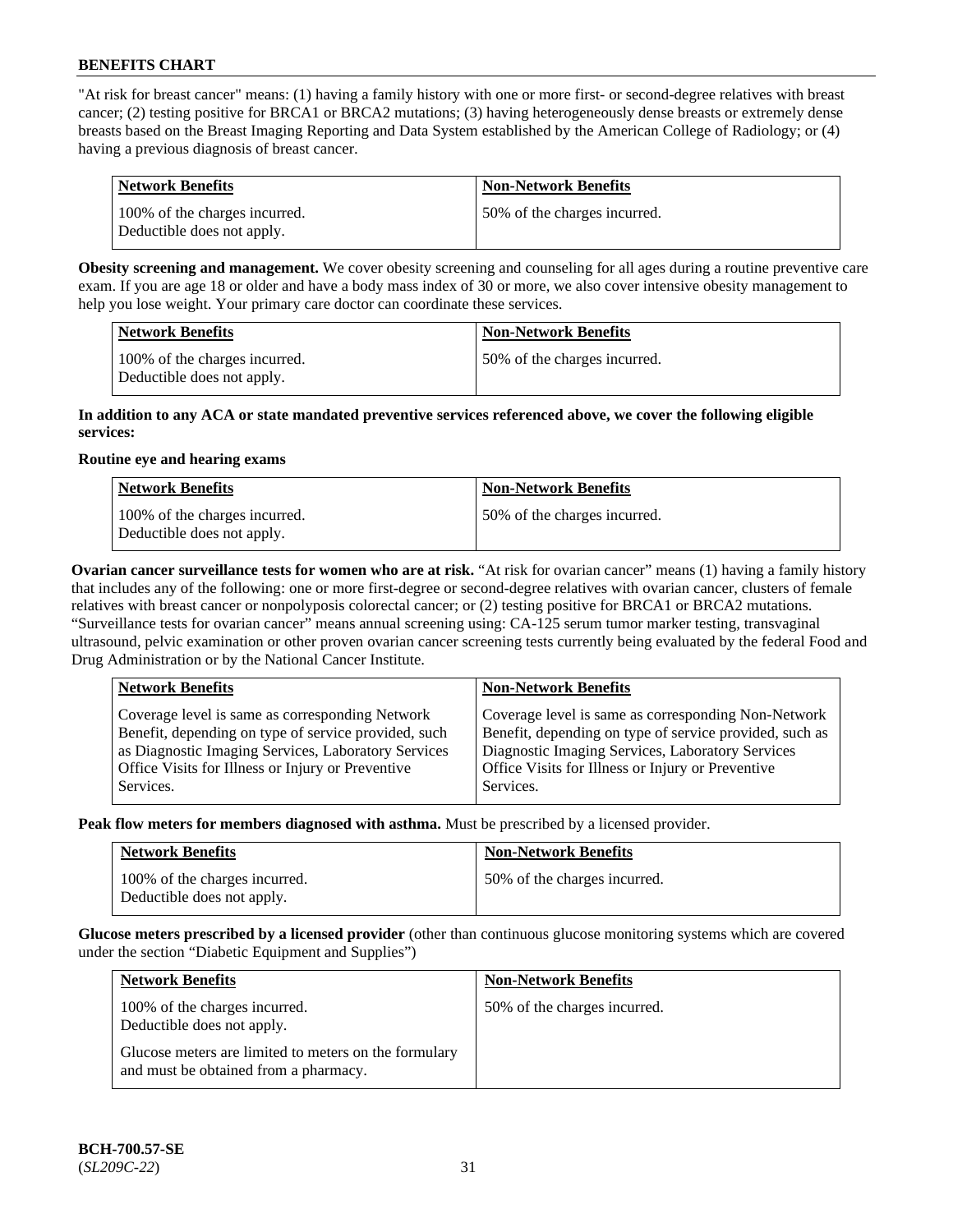"At risk for breast cancer" means: (1) having a family history with one or more first- or second-degree relatives with breast cancer; (2) testing positive for BRCA1 or BRCA2 mutations; (3) having heterogeneously dense breasts or extremely dense breasts based on the Breast Imaging Reporting and Data System established by the American College of Radiology; or (4) having a previous diagnosis of breast cancer.

| Network Benefits | Non-Network Benefits |
|---|---|
| 100% of the charges incurred. Deductible does not apply. | 50% of the charges incurred. |

**Obesity screening and management.** We cover obesity screening and counseling for all ages during a routine preventive care exam. If you are age 18 or older and have a body mass index of 30 or more, we also cover intensive obesity management to help you lose weight. Your primary care doctor can coordinate these services.

| Network Benefits | Non-Network Benefits |
|---|---|
| 100% of the charges incurred. Deductible does not apply. | 50% of the charges incurred. |

**In addition to any ACA or state mandated preventive services referenced above, we cover the following eligible services:**

**Routine eye and hearing exams**

| Network Benefits | Non-Network Benefits |
|---|---|
| 100% of the charges incurred. Deductible does not apply. | 50% of the charges incurred. |

**Ovarian cancer surveillance tests for women who are at risk.** "At risk for ovarian cancer" means (1) having a family history that includes any of the following: one or more first-degree or second-degree relatives with ovarian cancer, clusters of female relatives with breast cancer or nonpolyposis colorectal cancer; or (2) testing positive for BRCA1 or BRCA2 mutations. "Surveillance tests for ovarian cancer" means annual screening using: CA-125 serum tumor marker testing, transvaginal ultrasound, pelvic examination or other proven ovarian cancer screening tests currently being evaluated by the federal Food and Drug Administration or by the National Cancer Institute.

| Network Benefits | Non-Network Benefits |
|---|---|
| Coverage level is same as corresponding Network Benefit, depending on type of service provided, such as Diagnostic Imaging Services, Laboratory Services Office Visits for Illness or Injury or Preventive Services. | Coverage level is same as corresponding Non-Network Benefit, depending on type of service provided, such as Diagnostic Imaging Services, Laboratory Services Office Visits for Illness or Injury or Preventive Services. |

**Peak flow meters for members diagnosed with asthma.** Must be prescribed by a licensed provider.

| Network Benefits | Non-Network Benefits |
|---|---|
| 100% of the charges incurred. Deductible does not apply. | 50% of the charges incurred. |

**Glucose meters prescribed by a licensed provider** (other than continuous glucose monitoring systems which are covered under the section "Diabetic Equipment and Supplies")

| Network Benefits | Non-Network Benefits |
|---|---|
| 100% of the charges incurred. Deductible does not apply. Glucose meters are limited to meters on the formulary and must be obtained from a pharmacy. | 50% of the charges incurred. |

**BCH-700.57-SE**
(*SL209C-22*)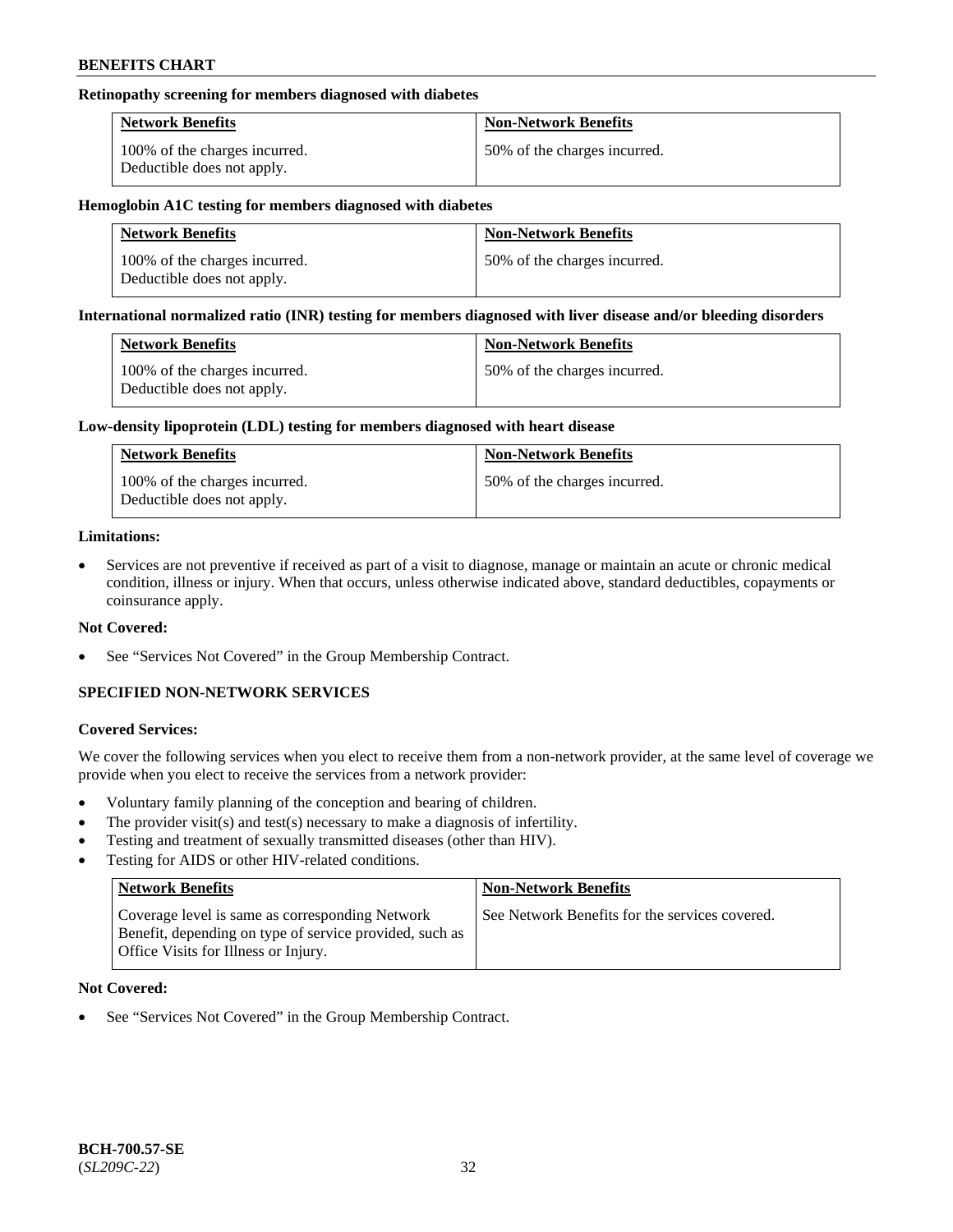#### Retinopathy screening for members diagnosed with diabetes

| Network Benefits | Non-Network Benefits |
| --- | --- |
| 100% of the charges incurred. Deductible does not apply. | 50% of the charges incurred. |

#### Hemoglobin A1C testing for members diagnosed with diabetes

| Network Benefits | Non-Network Benefits |
| --- | --- |
| 100% of the charges incurred. Deductible does not apply. | 50% of the charges incurred. |

#### International normalized ratio (INR) testing for members diagnosed with liver disease and/or bleeding disorders

| Network Benefits | Non-Network Benefits |
| --- | --- |
| 100% of the charges incurred. Deductible does not apply. | 50% of the charges incurred. |

#### Low-density lipoprotein (LDL) testing for members diagnosed with heart disease

| Network Benefits | Non-Network Benefits |
| --- | --- |
| 100% of the charges incurred. Deductible does not apply. | 50% of the charges incurred. |

**Limitations:**

- Services are not preventive if received as part of a visit to diagnose, manage or maintain an acute or chronic medical condition, illness or injury. When that occurs, unless otherwise indicated above, standard deductibles, copayments or coinsurance apply.

**Not Covered:**

- See "Services Not Covered" in the Group Membership Contract.

### SPECIFIED NON-NETWORK SERVICES

**Covered Services:**

We cover the following services when you elect to receive them from a non-network provider, at the same level of coverage we provide when you elect to receive the services from a network provider:

- Voluntary family planning of the conception and bearing of children.
- The provider visit(s) and test(s) necessary to make a diagnosis of infertility.
- Testing and treatment of sexually transmitted diseases (other than HIV).
- Testing for AIDS or other HIV-related conditions.

| Network Benefits | Non-Network Benefits |
| --- | --- |
| Coverage level is same as corresponding Network Benefit, depending on type of service provided, such as Office Visits for Illness or Injury. | See Network Benefits for the services covered. |

**Not Covered:**

- See "Services Not Covered" in the Group Membership Contract.

BCH-700.57-SE
(*SL209C-22*)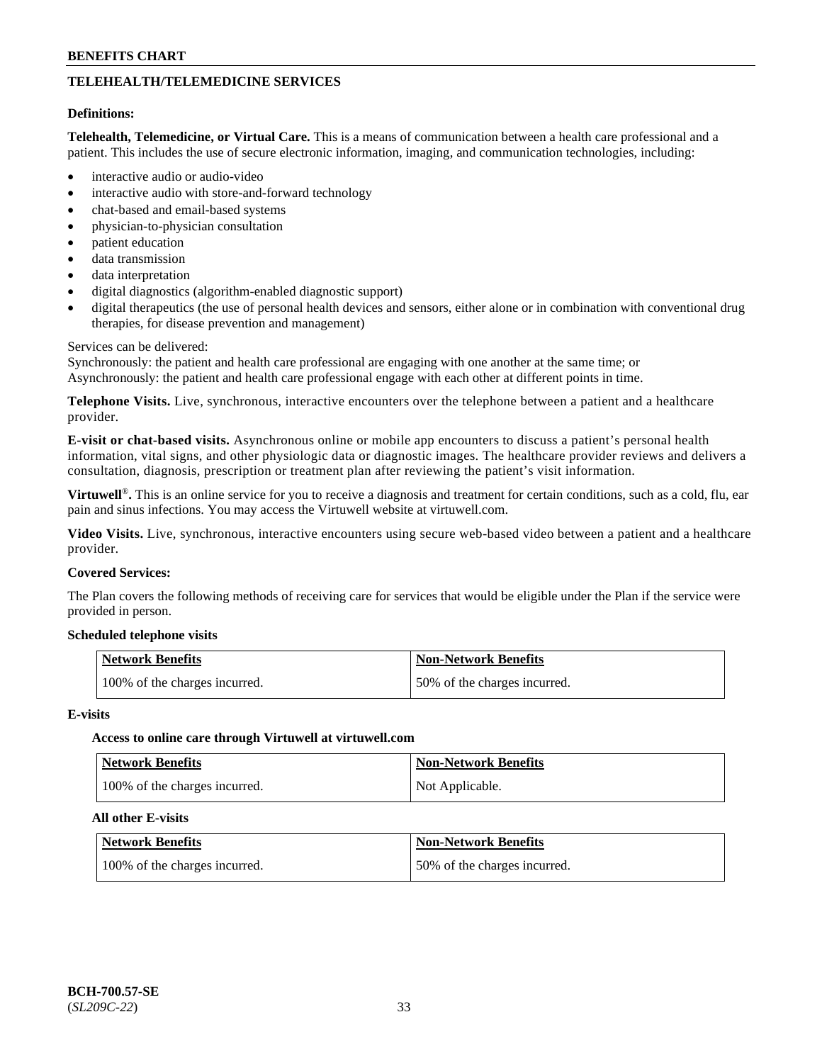## TELEHEALTH/TELEMEDICINE SERVICES

**Definitions:**

**Telehealth, Telemedicine, or Virtual Care.** This is a means of communication between a health care professional and a patient. This includes the use of secure electronic information, imaging, and communication technologies, including:

- interactive audio or audio-video
- interactive audio with store-and-forward technology
- chat-based and email-based systems
- physician-to-physician consultation
- patient education
- data transmission
- data interpretation
- digital diagnostics (algorithm-enabled diagnostic support)
- digital therapeutics (the use of personal health devices and sensors, either alone or in combination with conventional drug therapies, for disease prevention and management)

Services can be delivered:
Synchronously: the patient and health care professional are engaging with one another at the same time; or
Asynchronously: the patient and health care professional engage with each other at different points in time.

**Telephone Visits.** Live, synchronous, interactive encounters over the telephone between a patient and a healthcare provider.

**E-visit or chat-based visits.** Asynchronous online or mobile app encounters to discuss a patient's personal health information, vital signs, and other physiologic data or diagnostic images. The healthcare provider reviews and delivers a consultation, diagnosis, prescription or treatment plan after reviewing the patient's visit information.

**Virtuwell®.** This is an online service for you to receive a diagnosis and treatment for certain conditions, such as a cold, flu, ear pain and sinus infections. You may access the Virtuwell website at virtuwell.com.

**Video Visits.** Live, synchronous, interactive encounters using secure web-based video between a patient and a healthcare provider.

**Covered Services:**

The Plan covers the following methods of receiving care for services that would be eligible under the Plan if the service were provided in person.

**Scheduled telephone visits**

| Network Benefits | Non-Network Benefits |
| --- | --- |
| 100% of the charges incurred. | 50% of the charges incurred. |

**E-visits**

**Access to online care through Virtuwell at virtuwell.com**

| Network Benefits | Non-Network Benefits |
| --- | --- |
| 100% of the charges incurred. | Not Applicable. |

**All other E-visits**

| Network Benefits | Non-Network Benefits |
| --- | --- |
| 100% of the charges incurred. | 50% of the charges incurred. |

BCH-700.57-SE
(*SL209C-22*)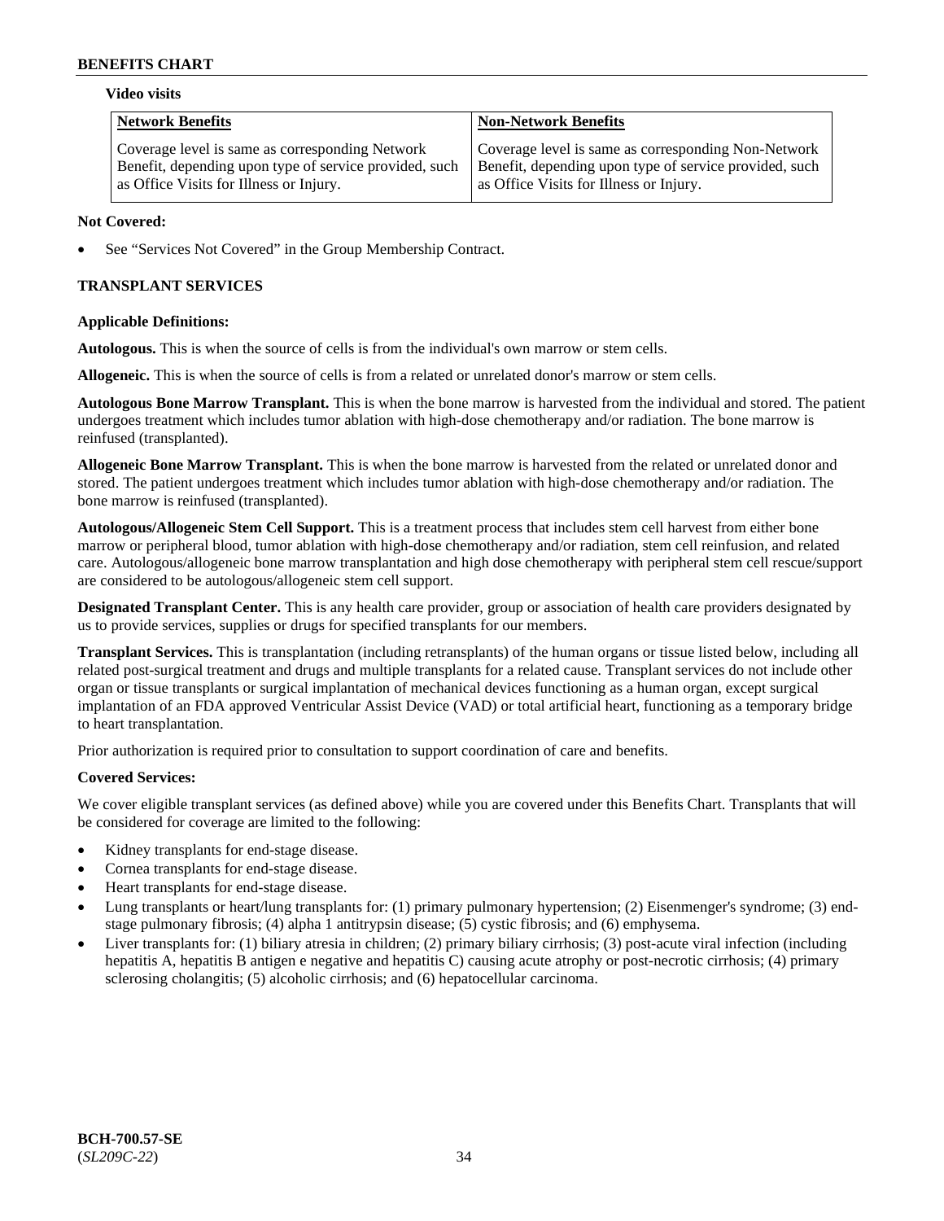**Video visits**

| Network Benefits | Non-Network Benefits |
|---|---|
| Coverage level is same as corresponding Network Benefit, depending upon type of service provided, such as Office Visits for Illness or Injury. | Coverage level is same as corresponding Non-Network Benefit, depending upon type of service provided, such as Office Visits for Illness or Injury. |

**Not Covered:**

- See "Services Not Covered" in the Group Membership Contract.

**TRANSPLANT SERVICES**

**Applicable Definitions:**

**Autologous.** This is when the source of cells is from the individual's own marrow or stem cells.

**Allogeneic.** This is when the source of cells is from a related or unrelated donor's marrow or stem cells.

**Autologous Bone Marrow Transplant.** This is when the bone marrow is harvested from the individual and stored. The patient undergoes treatment which includes tumor ablation with high-dose chemotherapy and/or radiation. The bone marrow is reinfused (transplanted).

**Allogeneic Bone Marrow Transplant.** This is when the bone marrow is harvested from the related or unrelated donor and stored. The patient undergoes treatment which includes tumor ablation with high-dose chemotherapy and/or radiation. The bone marrow is reinfused (transplanted).

**Autologous/Allogeneic Stem Cell Support.** This is a treatment process that includes stem cell harvest from either bone marrow or peripheral blood, tumor ablation with high-dose chemotherapy and/or radiation, stem cell reinfusion, and related care. Autologous/allogeneic bone marrow transplantation and high dose chemotherapy with peripheral stem cell rescue/support are considered to be autologous/allogeneic stem cell support.

**Designated Transplant Center.** This is any health care provider, group or association of health care providers designated by us to provide services, supplies or drugs for specified transplants for our members.

**Transplant Services.** This is transplantation (including retransplants) of the human organs or tissue listed below, including all related post-surgical treatment and drugs and multiple transplants for a related cause. Transplant services do not include other organ or tissue transplants or surgical implantation of mechanical devices functioning as a human organ, except surgical implantation of an FDA approved Ventricular Assist Device (VAD) or total artificial heart, functioning as a temporary bridge to heart transplantation.

Prior authorization is required prior to consultation to support coordination of care and benefits.

**Covered Services:**

We cover eligible transplant services (as defined above) while you are covered under this Benefits Chart. Transplants that will be considered for coverage are limited to the following:

- Kidney transplants for end-stage disease.
- Cornea transplants for end-stage disease.
- Heart transplants for end-stage disease.
- Lung transplants or heart/lung transplants for: (1) primary pulmonary hypertension; (2) Eisenmenger's syndrome; (3) end-stage pulmonary fibrosis; (4) alpha 1 antitrypsin disease; (5) cystic fibrosis; and (6) emphysema.
- Liver transplants for: (1) biliary atresia in children; (2) primary biliary cirrhosis; (3) post-acute viral infection (including hepatitis A, hepatitis B antigen e negative and hepatitis C) causing acute atrophy or post-necrotic cirrhosis; (4) primary sclerosing cholangitis; (5) alcoholic cirrhosis; and (6) hepatocellular carcinoma.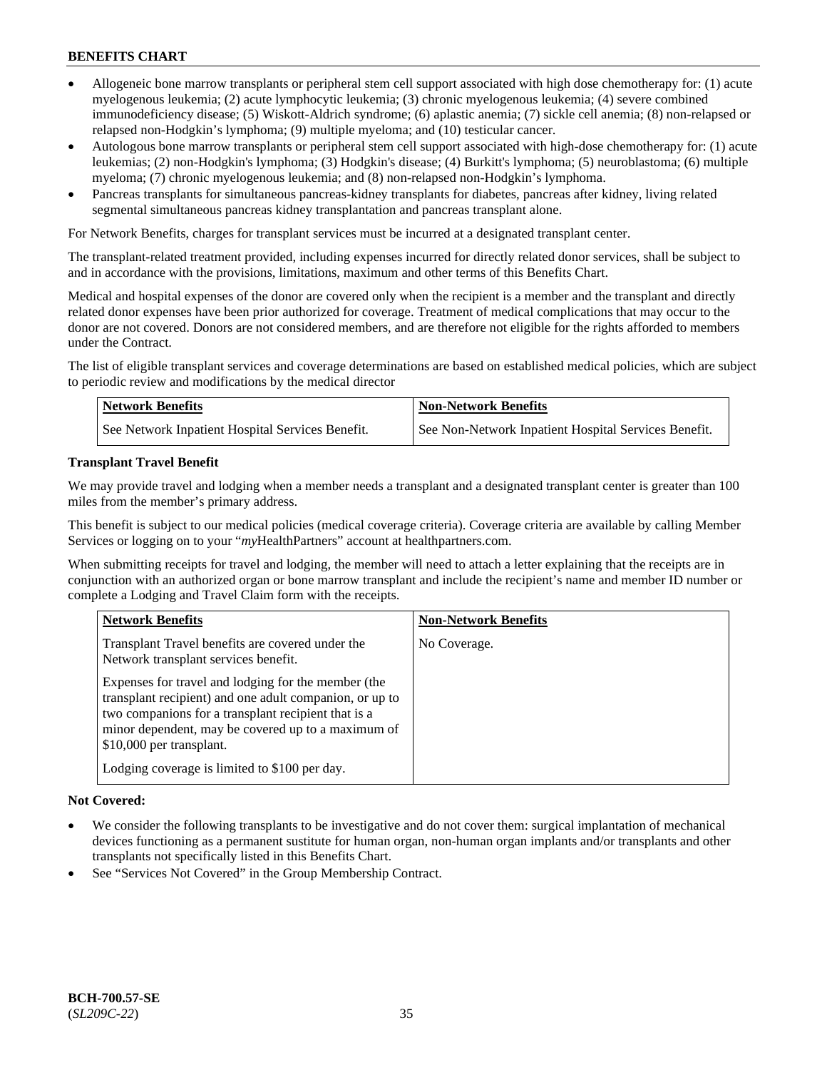- Allogeneic bone marrow transplants or peripheral stem cell support associated with high dose chemotherapy for: (1) acute myelogenous leukemia; (2) acute lymphocytic leukemia; (3) chronic myelogenous leukemia; (4) severe combined immunodeficiency disease; (5) Wiskott-Aldrich syndrome; (6) aplastic anemia; (7) sickle cell anemia; (8) non-relapsed or relapsed non-Hodgkin's lymphoma; (9) multiple myeloma; and (10) testicular cancer.
- Autologous bone marrow transplants or peripheral stem cell support associated with high-dose chemotherapy for: (1) acute leukemias; (2) non-Hodgkin's lymphoma; (3) Hodgkin's disease; (4) Burkitt's lymphoma; (5) neuroblastoma; (6) multiple myeloma; (7) chronic myelogenous leukemia; and (8) non-relapsed non-Hodgkin's lymphoma.
- Pancreas transplants for simultaneous pancreas-kidney transplants for diabetes, pancreas after kidney, living related segmental simultaneous pancreas kidney transplantation and pancreas transplant alone.

For Network Benefits, charges for transplant services must be incurred at a designated transplant center.

The transplant-related treatment provided, including expenses incurred for directly related donor services, shall be subject to and in accordance with the provisions, limitations, maximum and other terms of this Benefits Chart.

Medical and hospital expenses of the donor are covered only when the recipient is a member and the transplant and directly related donor expenses have been prior authorized for coverage. Treatment of medical complications that may occur to the donor are not covered. Donors are not considered members, and are therefore not eligible for the rights afforded to members under the Contract.

The list of eligible transplant services and coverage determinations are based on established medical policies, which are subject to periodic review and modifications by the medical director

| Network Benefits | Non-Network Benefits |
|---|---|
| See Network Inpatient Hospital Services Benefit. | See Non-Network Inpatient Hospital Services Benefit. |

**Transplant Travel Benefit**

We may provide travel and lodging when a member needs a transplant and a designated transplant center is greater than 100 miles from the member's primary address.

This benefit is subject to our medical policies (medical coverage criteria). Coverage criteria are available by calling Member Services or logging on to your "*my*HealthPartners" account at healthpartners.com.

When submitting receipts for travel and lodging, the member will need to attach a letter explaining that the receipts are in conjunction with an authorized organ or bone marrow transplant and include the recipient's name and member ID number or complete a Lodging and Travel Claim form with the receipts.

| Network Benefits | Non-Network Benefits |
|---|---|
| Transplant Travel benefits are covered under the Network transplant services benefit.<br><br>Expenses for travel and lodging for the member (the transplant recipient) and one adult companion, or up to two companions for a transplant recipient that is a minor dependent, may be covered up to a maximum of $10,000 per transplant.<br><br>Lodging coverage is limited to $100 per day. | No Coverage. |

**Not Covered:**

- We consider the following transplants to be investigative and do not cover them: surgical implantation of mechanical devices functioning as a permanent sustitute for human organ, non-human organ implants and/or transplants and other transplants not specifically listed in this Benefits Chart.
- See "Services Not Covered" in the Group Membership Contract.